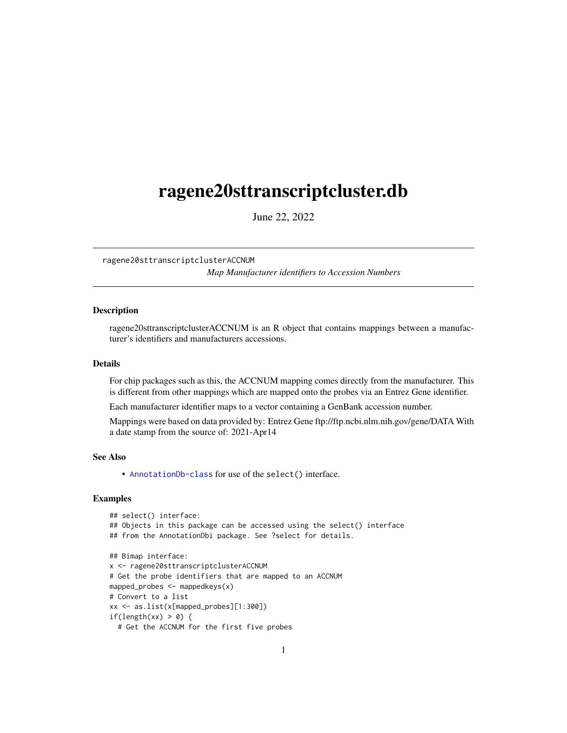# ragene20sttranscriptcluster.db

June 22, 2022

ragene20sttranscriptclusterACCNUM

*Map Manufacturer identifiers to Accession Numbers*

## Description

ragene20sttranscriptclusterACCNUM is an R object that contains mappings between a manufacturer's identifiers and manufacturers accessions.

## Details

For chip packages such as this, the ACCNUM mapping comes directly from the manufacturer. This is different from other mappings which are mapped onto the probes via an Entrez Gene identifier.

Each manufacturer identifier maps to a vector containing a GenBank accession number.

Mappings were based on data provided by: Entrez Gene ftp://ftp.ncbi.nlm.nih.gov/gene/DATA With a date stamp from the source of: 2021-Apr14

## See Also

- AnnotationDb-class for use of the select() interface.

## Examples

```
## select() interface:
## Objects in this package can be accessed using the select() interface
## from the AnnotationDbi package. See ?select for details.

## Bimap interface:
x <- ragene20sttranscriptclusterACCNUM
# Get the probe identifiers that are mapped to an ACCNUM
mapped_probes <- mappedkeys(x)
# Convert to a list
xx <- as.list(x[mapped_probes][1:300])
if(length(xx) > 0) {
  # Get the ACCNUM for the first five probes
```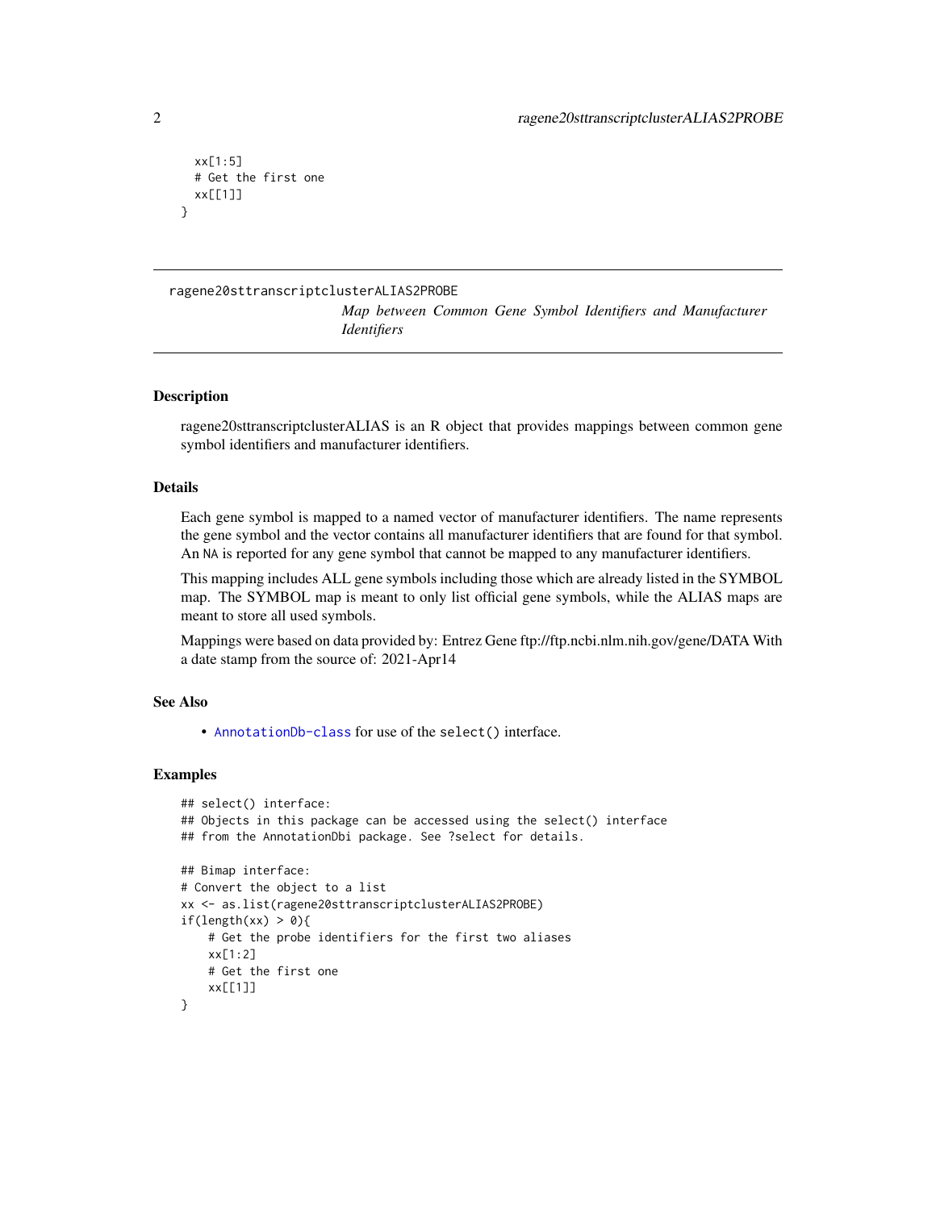```
  xx[1:5]
  # Get the first one
  xx[[1]]
}
```

## ragene20sttranscriptclusterALIAS2PROBE

*Map between Common Gene Symbol Identifiers and Manufacturer Identifiers*

### Description

ragene20sttranscriptclusterALIAS is an R object that provides mappings between common gene symbol identifiers and manufacturer identifiers.

### Details

Each gene symbol is mapped to a named vector of manufacturer identifiers. The name represents the gene symbol and the vector contains all manufacturer identifiers that are found for that symbol. An NA is reported for any gene symbol that cannot be mapped to any manufacturer identifiers.

This mapping includes ALL gene symbols including those which are already listed in the SYMBOL map. The SYMBOL map is meant to only list official gene symbols, while the ALIAS maps are meant to store all used symbols.

Mappings were based on data provided by: Entrez Gene ftp://ftp.ncbi.nlm.nih.gov/gene/DATA With a date stamp from the source of: 2021-Apr14

### See Also

- AnnotationDb-class for use of the select() interface.

### Examples

```
## select() interface:
## Objects in this package can be accessed using the select() interface
## from the AnnotationDbi package. See ?select for details.

## Bimap interface:
# Convert the object to a list
xx <- as.list(ragene20sttranscriptclusterALIAS2PROBE)
if(length(xx) > 0){
    # Get the probe identifiers for the first two aliases
    xx[1:2]
    # Get the first one
    xx[[1]]
}
```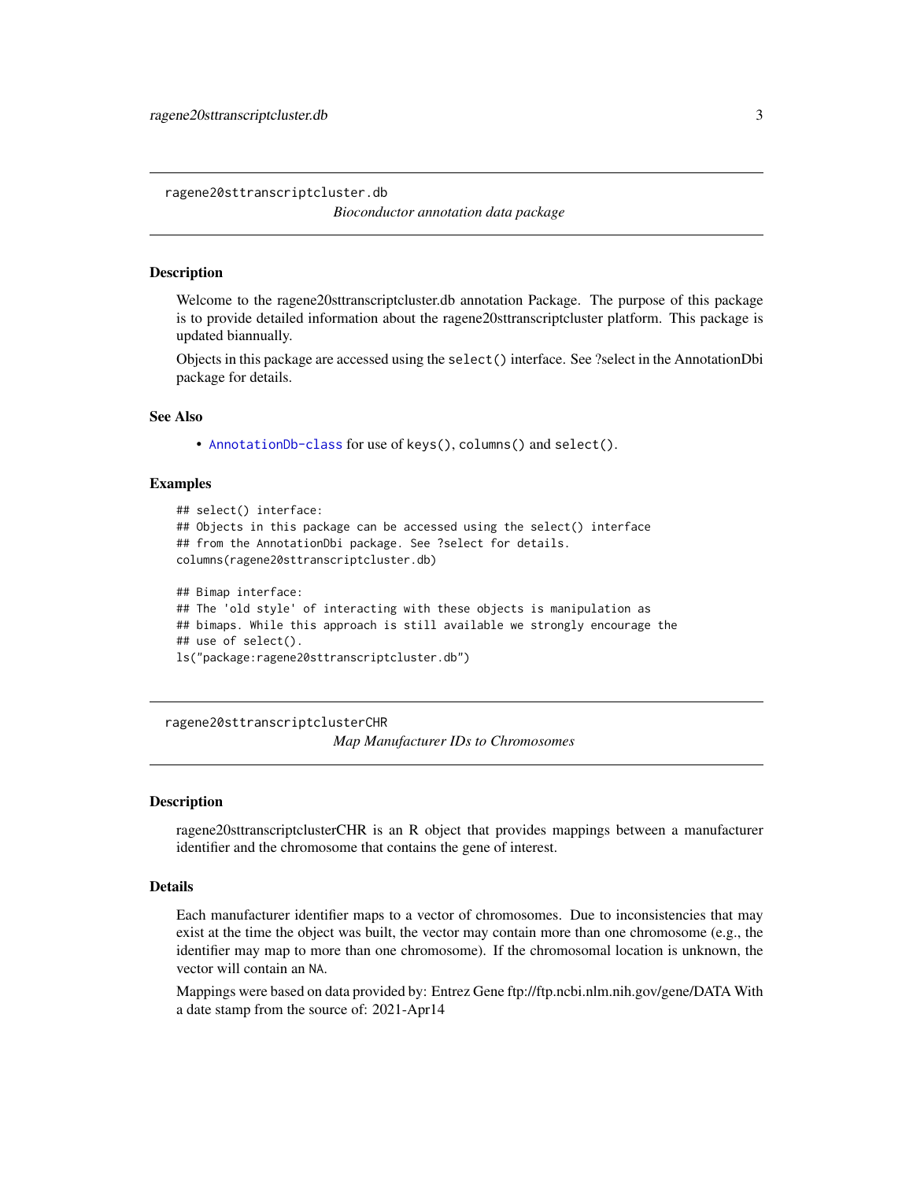## ragene20sttranscriptcluster.db

*Bioconductor annotation data package*

### Description

Welcome to the ragene20sttranscriptcluster.db annotation Package. The purpose of this package is to provide detailed information about the ragene20sttranscriptcluster platform. This package is updated biannually.

Objects in this package are accessed using the `select()` interface. See ?select in the AnnotationDbi package for details.

### See Also

- `AnnotationDb-class` for use of `keys()`, `columns()` and `select()`.

### Examples

```
## select() interface:
## Objects in this package can be accessed using the select() interface
## from the AnnotationDbi package. See ?select for details.
columns(ragene20sttranscriptcluster.db)

## Bimap interface:
## The 'old style' of interacting with these objects is manipulation as
## bimaps. While this approach is still available we strongly encourage the
## use of select().
ls("package:ragene20sttranscriptcluster.db")
```

## ragene20sttranscriptclusterCHR

*Map Manufacturer IDs to Chromosomes*

### Description

ragene20sttranscriptclusterCHR is an R object that provides mappings between a manufacturer identifier and the chromosome that contains the gene of interest.

### Details

Each manufacturer identifier maps to a vector of chromosomes. Due to inconsistencies that may exist at the time the object was built, the vector may contain more than one chromosome (e.g., the identifier may map to more than one chromosome). If the chromosomal location is unknown, the vector will contain an `NA`.

Mappings were based on data provided by: Entrez Gene ftp://ftp.ncbi.nlm.nih.gov/gene/DATA With a date stamp from the source of: 2021-Apr14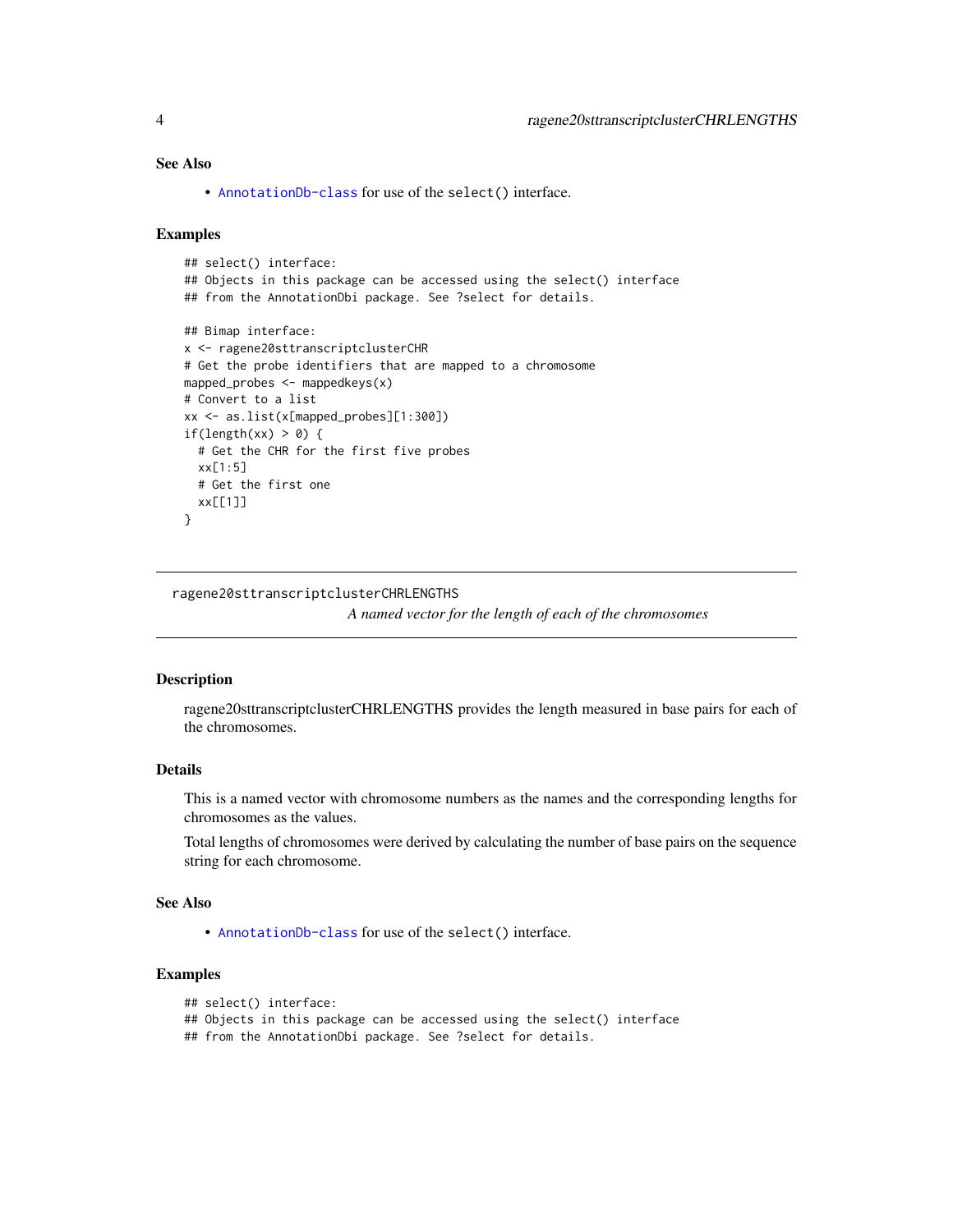## See Also

- AnnotationDb-class for use of the select() interface.

## Examples

```
## select() interface:
## Objects in this package can be accessed using the select() interface
## from the AnnotationDbi package. See ?select for details.

## Bimap interface:
x <- ragene20sttranscriptclusterCHR
# Get the probe identifiers that are mapped to a chromosome
mapped_probes <- mappedkeys(x)
# Convert to a list
xx <- as.list(x[mapped_probes][1:300])
if(length(xx) > 0) {
  # Get the CHR for the first five probes
  xx[1:5]
  # Get the first one
  xx[[1]]
}
```

---

# ragene20sttranscriptclusterCHRLENGTHS

*A named vector for the length of each of the chromosomes*

---

## Description

ragene20sttranscriptclusterCHRLENGTHS provides the length measured in base pairs for each of the chromosomes.

## Details

This is a named vector with chromosome numbers as the names and the corresponding lengths for chromosomes as the values.

Total lengths of chromosomes were derived by calculating the number of base pairs on the sequence string for each chromosome.

## See Also

- AnnotationDb-class for use of the select() interface.

## Examples

```
## select() interface:
## Objects in this package can be accessed using the select() interface
## from the AnnotationDbi package. See ?select for details.
```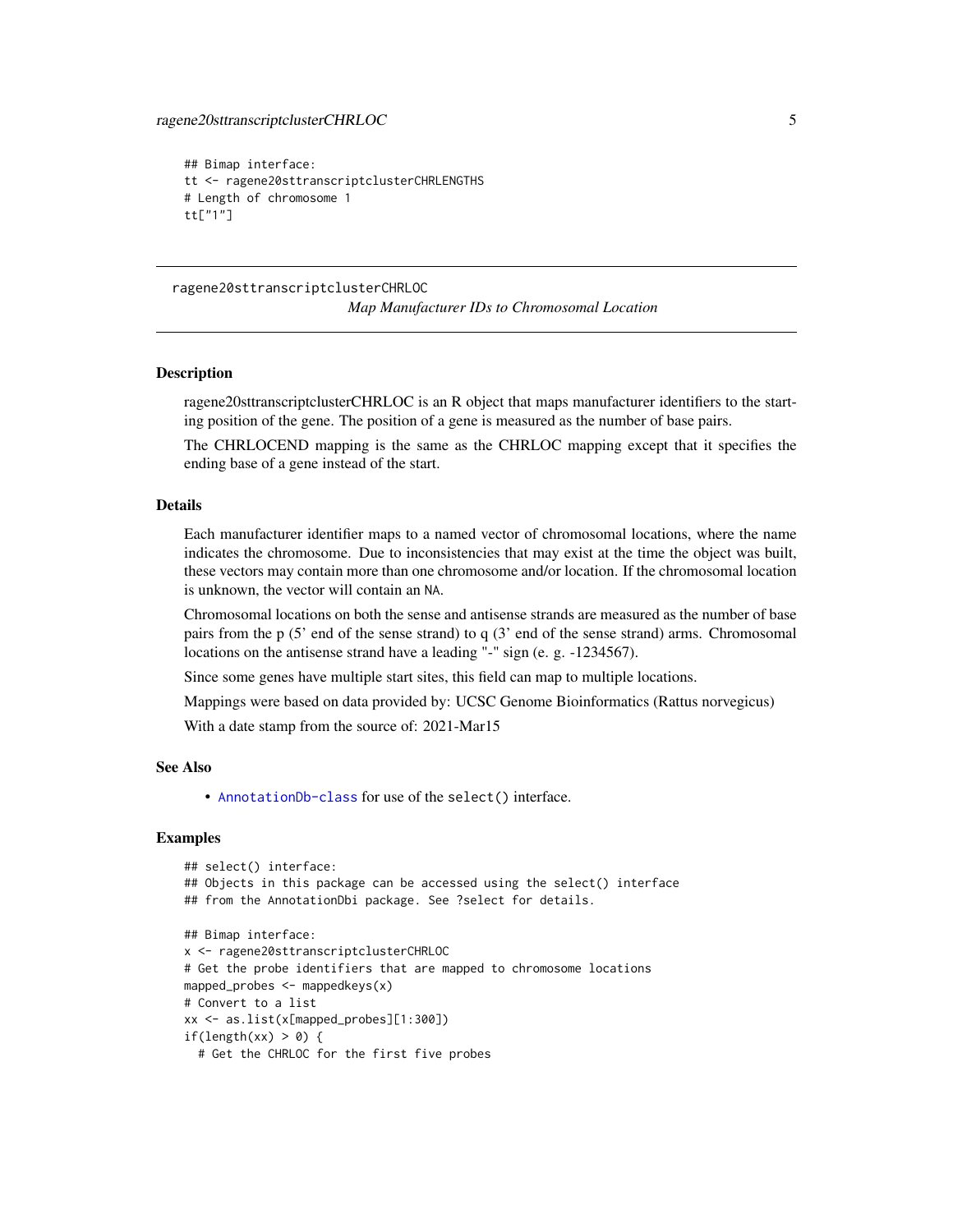```
## Bimap interface:
tt <- ragene20sttranscriptclusterCHRLENGTHS
# Length of chromosome 1
tt["1"]
```

## ragene20sttranscriptclusterCHRLOC

*Map Manufacturer IDs to Chromosomal Location*

### Description

ragene20sttranscriptclusterCHRLOC is an R object that maps manufacturer identifiers to the starting position of the gene. The position of a gene is measured as the number of base pairs.

The CHRLOCEND mapping is the same as the CHRLOC mapping except that it specifies the ending base of a gene instead of the start.

### Details

Each manufacturer identifier maps to a named vector of chromosomal locations, where the name indicates the chromosome. Due to inconsistencies that may exist at the time the object was built, these vectors may contain more than one chromosome and/or location. If the chromosomal location is unknown, the vector will contain an `NA`.

Chromosomal locations on both the sense and antisense strands are measured as the number of base pairs from the p (5' end of the sense strand) to q (3' end of the sense strand) arms. Chromosomal locations on the antisense strand have a leading "-" sign (e. g. -1234567).

Since some genes have multiple start sites, this field can map to multiple locations.

Mappings were based on data provided by: UCSC Genome Bioinformatics (Rattus norvegicus)

With a date stamp from the source of: 2021-Mar15

### See Also

- `AnnotationDb-class` for use of the `select()` interface.

### Examples

```
## select() interface:
## Objects in this package can be accessed using the select() interface
## from the AnnotationDbi package. See ?select for details.

## Bimap interface:
x <- ragene20sttranscriptclusterCHRLOC
# Get the probe identifiers that are mapped to chromosome locations
mapped_probes <- mappedkeys(x)
# Convert to a list
xx <- as.list(x[mapped_probes][1:300])
if(length(xx) > 0) {
  # Get the CHRLOC for the first five probes
```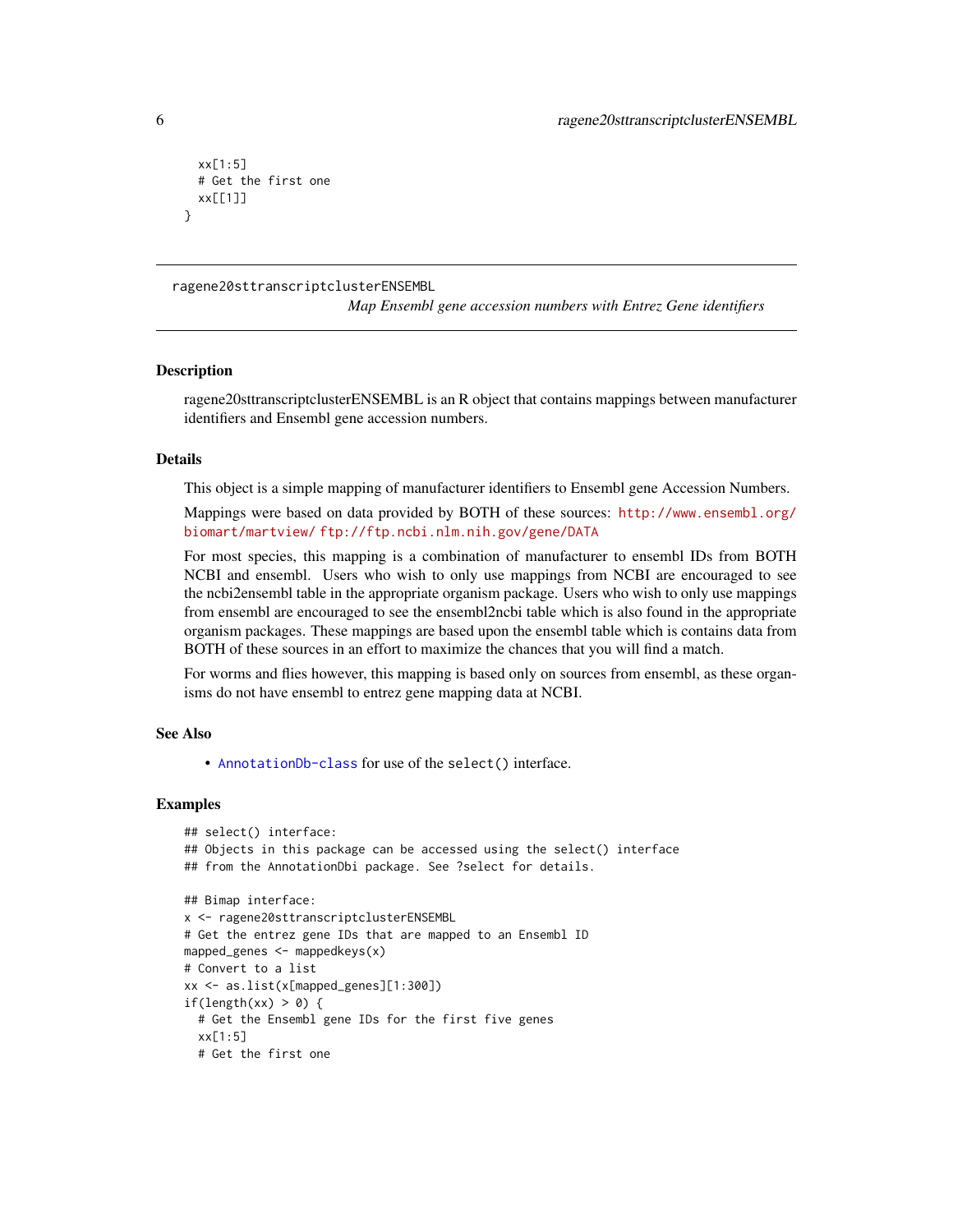```
  xx[1:5]
  # Get the first one
  xx[[1]]
}
```

---

ragene20sttranscriptclusterENSEMBL

*Map Ensembl gene accession numbers with Entrez Gene identifiers*

---

### Description

ragene20sttranscriptclusterENSEMBL is an R object that contains mappings between manufacturer identifiers and Ensembl gene accession numbers.

### Details

This object is a simple mapping of manufacturer identifiers to Ensembl gene Accession Numbers.

Mappings were based on data provided by BOTH of these sources: http://www.ensembl.org/biomart/martview/ ftp://ftp.ncbi.nlm.nih.gov/gene/DATA

For most species, this mapping is a combination of manufacturer to ensembl IDs from BOTH NCBI and ensembl. Users who wish to only use mappings from NCBI are encouraged to see the ncbi2ensembl table in the appropriate organism package. Users who wish to only use mappings from ensembl are encouraged to see the ensembl2ncbi table which is also found in the appropriate organism packages. These mappings are based upon the ensembl table which is contains data from BOTH of these sources in an effort to maximize the chances that you will find a match.

For worms and flies however, this mapping is based only on sources from ensembl, as these organisms do not have ensembl to entrez gene mapping data at NCBI.

### See Also

- AnnotationDb-class for use of the `select()` interface.

### Examples

```
## select() interface:
## Objects in this package can be accessed using the select() interface
## from the AnnotationDbi package. See ?select for details.

## Bimap interface:
x <- ragene20sttranscriptclusterENSEMBL
# Get the entrez gene IDs that are mapped to an Ensembl ID
mapped_genes <- mappedkeys(x)
# Convert to a list
xx <- as.list(x[mapped_genes][1:300])
if(length(xx) > 0) {
  # Get the Ensembl gene IDs for the first five genes
  xx[1:5]
  # Get the first one
```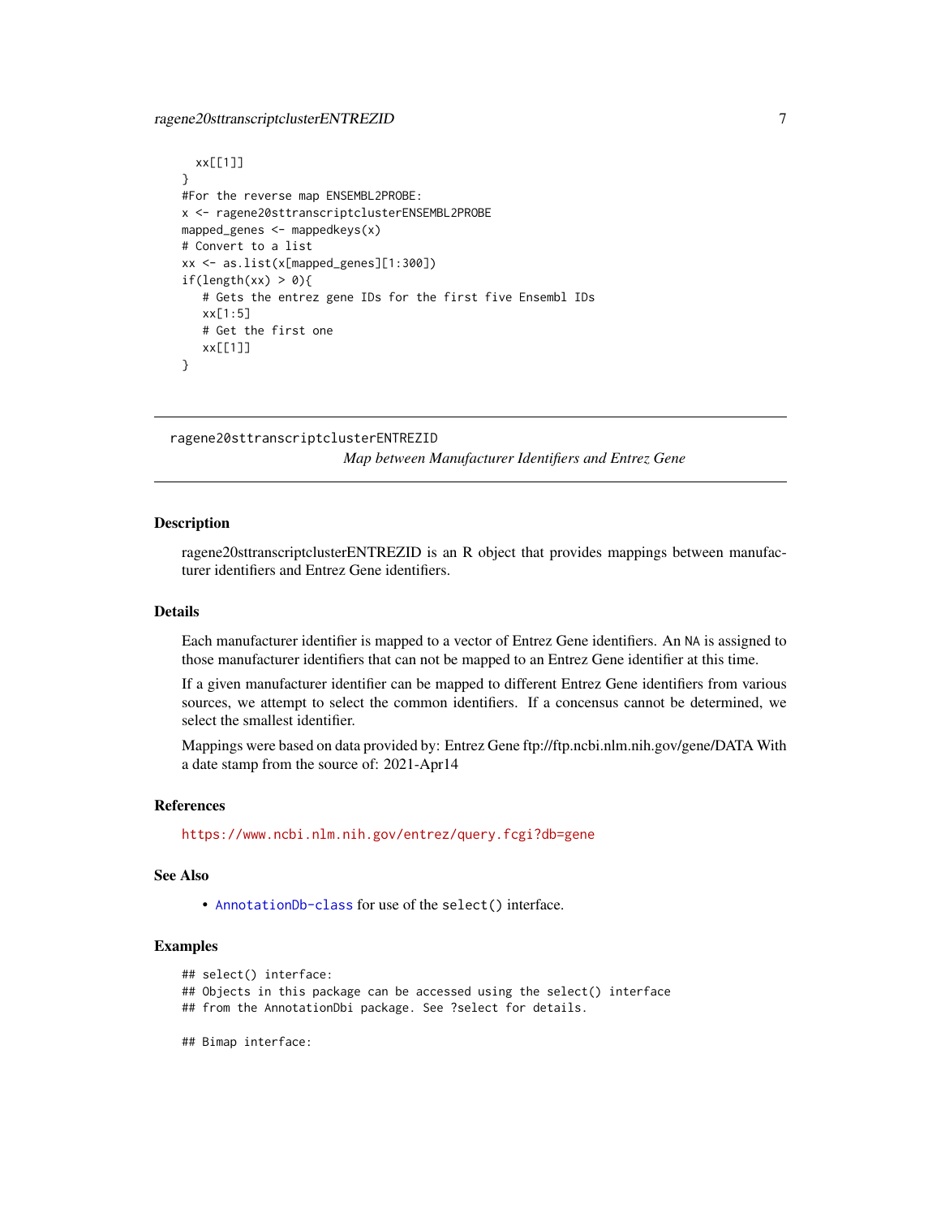```
  xx[[1]]
}
#For the reverse map ENSEMBL2PROBE:
x <- ragene20sttranscriptclusterENSEMBL2PROBE
mapped_genes <- mappedkeys(x)
# Convert to a list
xx <- as.list(x[mapped_genes][1:300])
if(length(xx) > 0){
   # Gets the entrez gene IDs for the first five Ensembl IDs
   xx[1:5]
   # Get the first one
   xx[[1]]
}
```

---

ragene20sttranscriptclusterENTREZID    *Map between Manufacturer Identifiers and Entrez Gene*

---

## Description

ragene20sttranscriptclusterENTREZID is an R object that provides mappings between manufacturer identifiers and Entrez Gene identifiers.

## Details

Each manufacturer identifier is mapped to a vector of Entrez Gene identifiers. An NA is assigned to those manufacturer identifiers that can not be mapped to an Entrez Gene identifier at this time.

If a given manufacturer identifier can be mapped to different Entrez Gene identifiers from various sources, we attempt to select the common identifiers. If a concensus cannot be determined, we select the smallest identifier.

Mappings were based on data provided by: Entrez Gene ftp://ftp.ncbi.nlm.nih.gov/gene/DATA With a date stamp from the source of: 2021-Apr14

## References

https://www.ncbi.nlm.nih.gov/entrez/query.fcgi?db=gene

## See Also

- AnnotationDb-class for use of the select() interface.

## Examples

```
## select() interface:
## Objects in this package can be accessed using the select() interface
## from the AnnotationDbi package. See ?select for details.

## Bimap interface:
```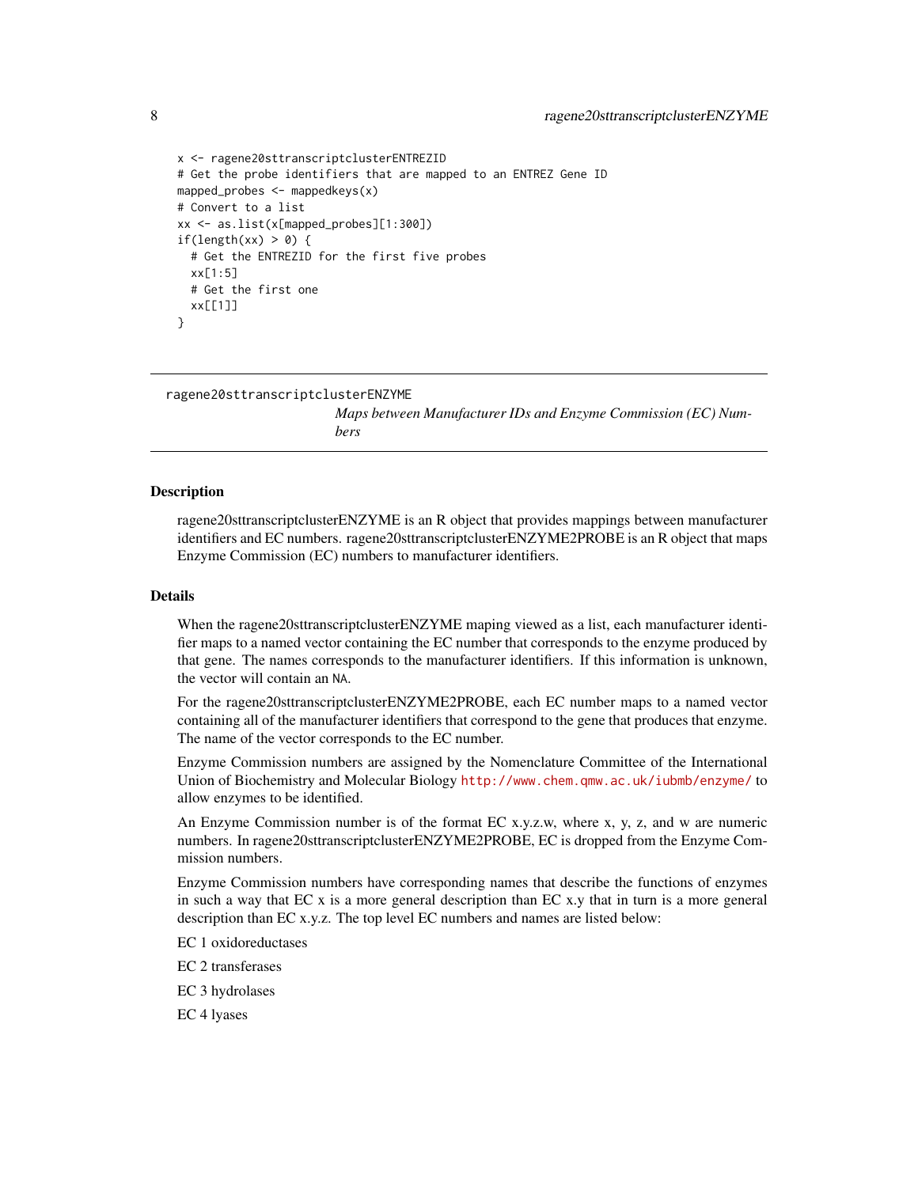```
x <- ragene20sttranscriptclusterENTREZID
# Get the probe identifiers that are mapped to an ENTREZ Gene ID
mapped_probes <- mappedkeys(x)
# Convert to a list
xx <- as.list(x[mapped_probes][1:300])
if(length(xx) > 0) {
  # Get the ENTREZID for the first five probes
  xx[1:5]
  # Get the first one
  xx[[1]]
}
```

---

## ragene20sttranscriptclusterENZYME

*Maps between Manufacturer IDs and Enzyme Commission (EC) Numbers*

---

### Description

ragene20sttranscriptclusterENZYME is an R object that provides mappings between manufacturer identifiers and EC numbers. ragene20sttranscriptclusterENZYME2PROBE is an R object that maps Enzyme Commission (EC) numbers to manufacturer identifiers.

### Details

When the ragene20sttranscriptclusterENZYME maping viewed as a list, each manufacturer identifier maps to a named vector containing the EC number that corresponds to the enzyme produced by that gene. The names corresponds to the manufacturer identifiers. If this information is unknown, the vector will contain an `NA`.

For the ragene20sttranscriptclusterENZYME2PROBE, each EC number maps to a named vector containing all of the manufacturer identifiers that correspond to the gene that produces that enzyme. The name of the vector corresponds to the EC number.

Enzyme Commission numbers are assigned by the Nomenclature Committee of the International Union of Biochemistry and Molecular Biology http://www.chem.qmw.ac.uk/iubmb/enzyme/ to allow enzymes to be identified.

An Enzyme Commission number is of the format EC x.y.z.w, where x, y, z, and w are numeric numbers. In ragene20sttranscriptclusterENZYME2PROBE, EC is dropped from the Enzyme Commission numbers.

Enzyme Commission numbers have corresponding names that describe the functions of enzymes in such a way that EC x is a more general description than EC x.y that in turn is a more general description than EC x.y.z. The top level EC numbers and names are listed below:

EC 1 oxidoreductases

EC 2 transferases

EC 3 hydrolases

EC 4 lyases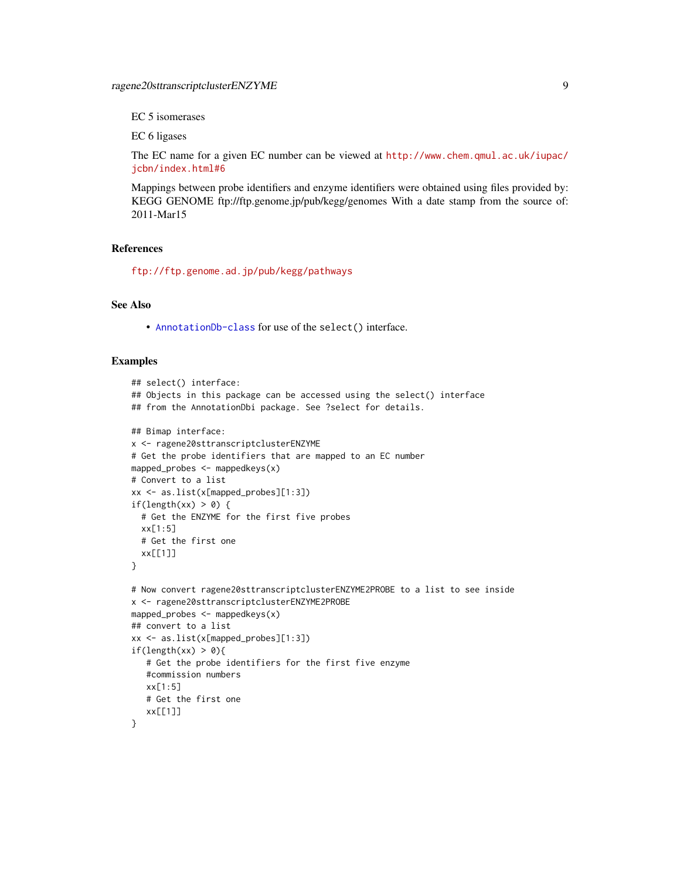EC 5 isomerases

EC 6 ligases

The EC name for a given EC number can be viewed at http://www.chem.qmul.ac.uk/iupac/jcbn/index.html#6

Mappings between probe identifiers and enzyme identifiers were obtained using files provided by: KEGG GENOME ftp://ftp.genome.jp/pub/kegg/genomes With a date stamp from the source of: 2011-Mar15

## References

ftp://ftp.genome.ad.jp/pub/kegg/pathways

## See Also

- AnnotationDb-class for use of the select() interface.

## Examples

```
## select() interface:
## Objects in this package can be accessed using the select() interface
## from the AnnotationDbi package. See ?select for details.

## Bimap interface:
x <- ragene20sttranscriptclusterENZYME
# Get the probe identifiers that are mapped to an EC number
mapped_probes <- mappedkeys(x)
# Convert to a list
xx <- as.list(x[mapped_probes][1:3])
if(length(xx) > 0) {
  # Get the ENZYME for the first five probes
  xx[1:5]
  # Get the first one
  xx[[1]]
}

# Now convert ragene20sttranscriptclusterENZYME2PROBE to a list to see inside
x <- ragene20sttranscriptclusterENZYME2PROBE
mapped_probes <- mappedkeys(x)
## convert to a list
xx <- as.list(x[mapped_probes][1:3])
if(length(xx) > 0){
   # Get the probe identifiers for the first five enzyme
   #commission numbers
   xx[1:5]
   # Get the first one
   xx[[1]]
}
```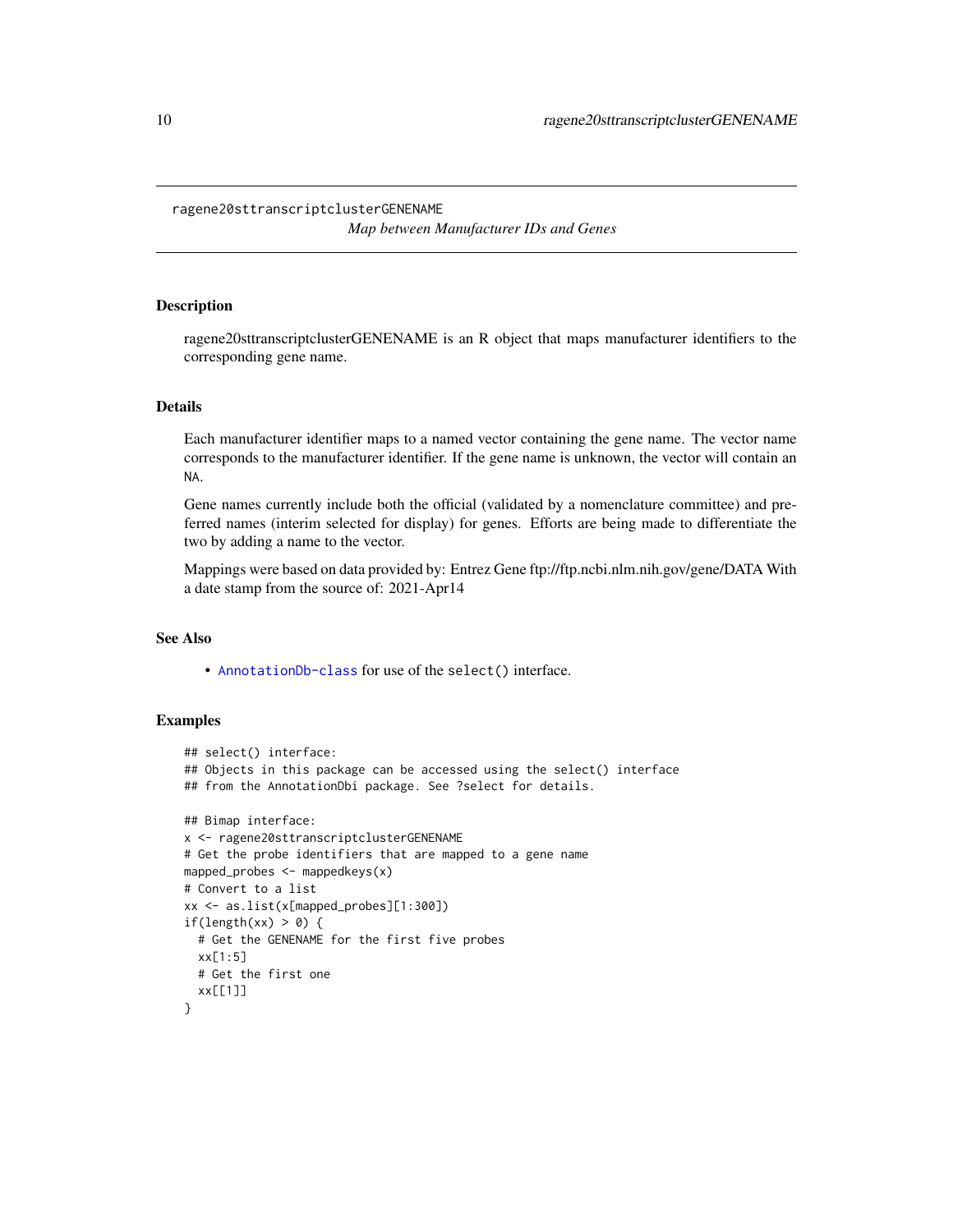# ragene20sttranscriptclusterGENENAME

*Map between Manufacturer IDs and Genes*

## Description

ragene20sttranscriptclusterGENENAME is an R object that maps manufacturer identifiers to the corresponding gene name.

## Details

Each manufacturer identifier maps to a named vector containing the gene name. The vector name corresponds to the manufacturer identifier. If the gene name is unknown, the vector will contain an `NA`.

Gene names currently include both the official (validated by a nomenclature committee) and preferred names (interim selected for display) for genes. Efforts are being made to differentiate the two by adding a name to the vector.

Mappings were based on data provided by: Entrez Gene ftp://ftp.ncbi.nlm.nih.gov/gene/DATA With a date stamp from the source of: 2021-Apr14

## See Also

- `AnnotationDb-class` for use of the `select()` interface.

## Examples

```
## select() interface:
## Objects in this package can be accessed using the select() interface
## from the AnnotationDbi package. See ?select for details.

## Bimap interface:
x <- ragene20sttranscriptclusterGENENAME
# Get the probe identifiers that are mapped to a gene name
mapped_probes <- mappedkeys(x)
# Convert to a list
xx <- as.list(x[mapped_probes][1:300])
if(length(xx) > 0) {
  # Get the GENENAME for the first five probes
  xx[1:5]
  # Get the first one
  xx[[1]]
}
```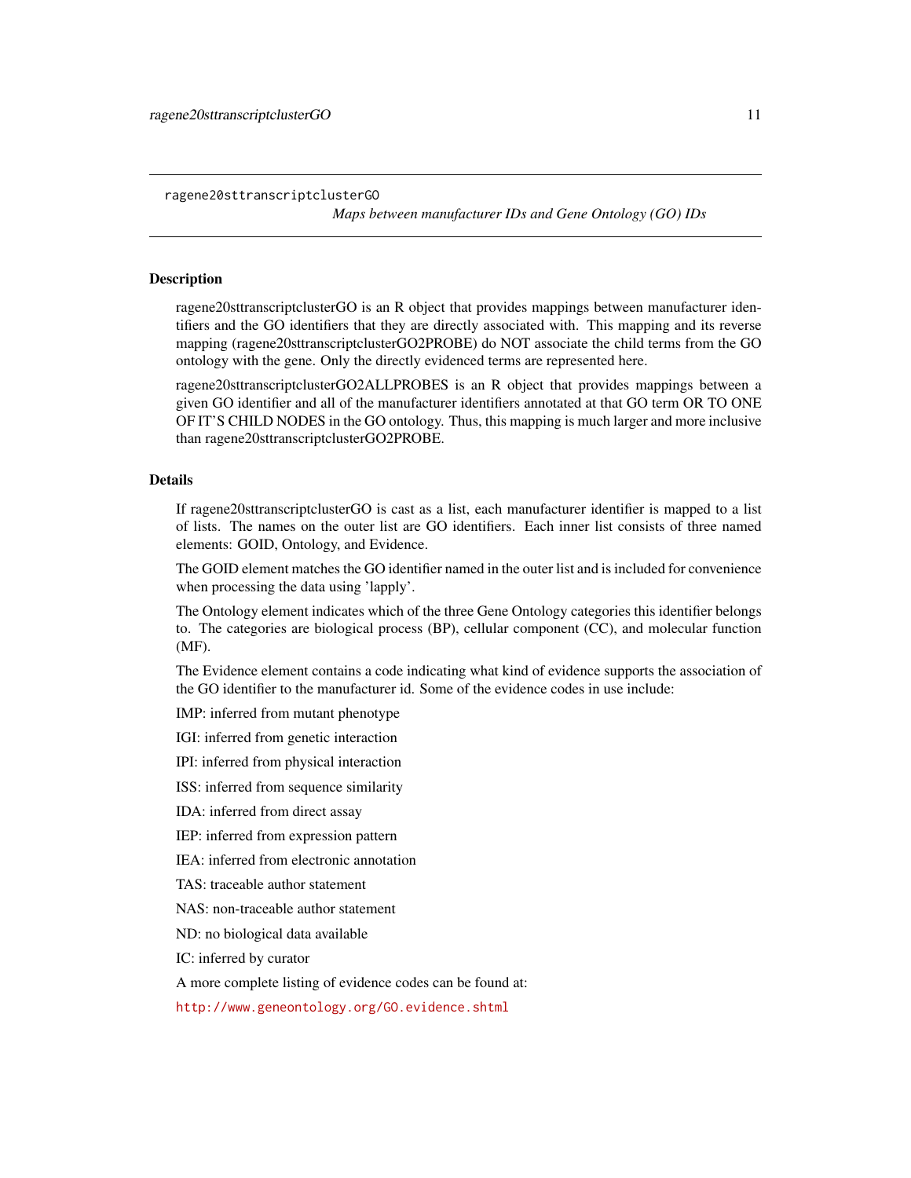ragene20sttranscriptclusterGO    *Maps between manufacturer IDs and Gene Ontology (GO) IDs*

## Description

ragene20sttranscriptclusterGO is an R object that provides mappings between manufacturer identifiers and the GO identifiers that they are directly associated with. This mapping and its reverse mapping (ragene20sttranscriptclusterGO2PROBE) do NOT associate the child terms from the GO ontology with the gene. Only the directly evidenced terms are represented here.

ragene20sttranscriptclusterGO2ALLPROBES is an R object that provides mappings between a given GO identifier and all of the manufacturer identifiers annotated at that GO term OR TO ONE OF IT'S CHILD NODES in the GO ontology. Thus, this mapping is much larger and more inclusive than ragene20sttranscriptclusterGO2PROBE.

## Details

If ragene20sttranscriptclusterGO is cast as a list, each manufacturer identifier is mapped to a list of lists. The names on the outer list are GO identifiers. Each inner list consists of three named elements: GOID, Ontology, and Evidence.

The GOID element matches the GO identifier named in the outer list and is included for convenience when processing the data using 'lapply'.

The Ontology element indicates which of the three Gene Ontology categories this identifier belongs to. The categories are biological process (BP), cellular component (CC), and molecular function (MF).

The Evidence element contains a code indicating what kind of evidence supports the association of the GO identifier to the manufacturer id. Some of the evidence codes in use include:

IMP: inferred from mutant phenotype

IGI: inferred from genetic interaction

IPI: inferred from physical interaction

ISS: inferred from sequence similarity

IDA: inferred from direct assay

IEP: inferred from expression pattern

IEA: inferred from electronic annotation

TAS: traceable author statement

NAS: non-traceable author statement

ND: no biological data available

IC: inferred by curator

A more complete listing of evidence codes can be found at:

http://www.geneontology.org/GO.evidence.shtml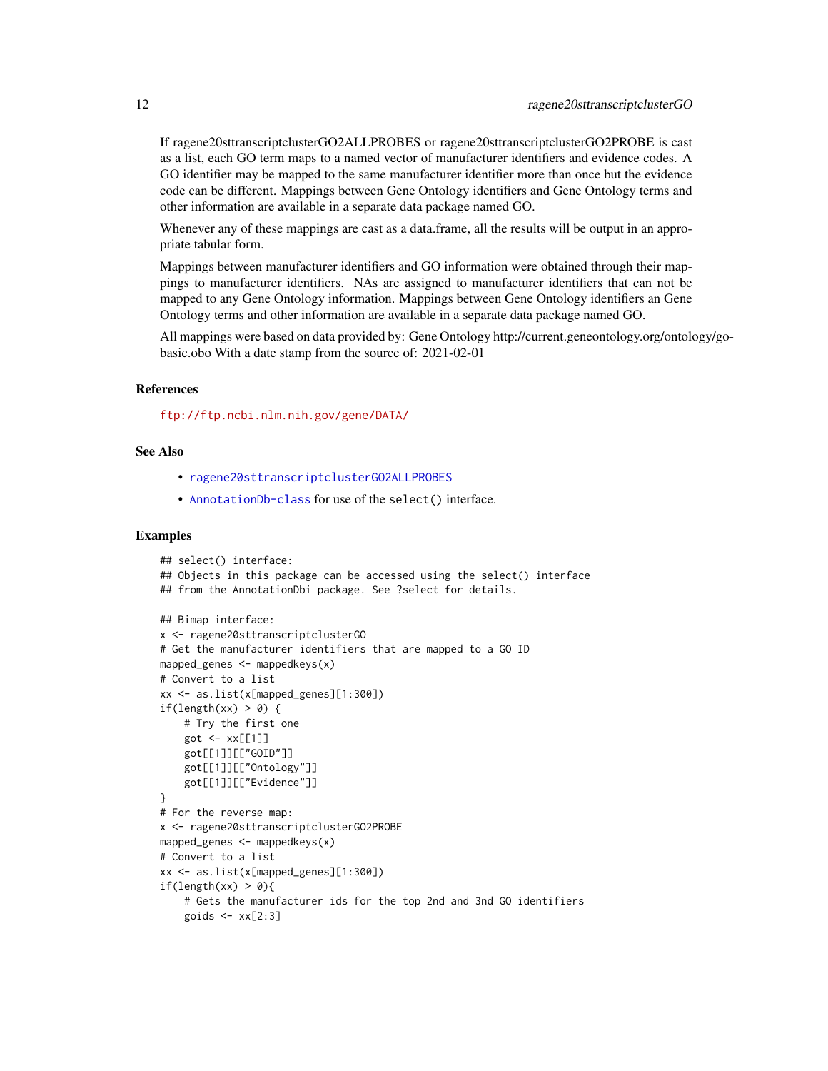If ragene20sttranscriptclusterGO2ALLPROBES or ragene20sttranscriptclusterGO2PROBE is cast as a list, each GO term maps to a named vector of manufacturer identifiers and evidence codes. A GO identifier may be mapped to the same manufacturer identifier more than once but the evidence code can be different. Mappings between Gene Ontology identifiers and Gene Ontology terms and other information are available in a separate data package named GO.

Whenever any of these mappings are cast as a data.frame, all the results will be output in an appropriate tabular form.

Mappings between manufacturer identifiers and GO information were obtained through their mappings to manufacturer identifiers. NAs are assigned to manufacturer identifiers that can not be mapped to any Gene Ontology information. Mappings between Gene Ontology identifiers an Gene Ontology terms and other information are available in a separate data package named GO.

All mappings were based on data provided by: Gene Ontology http://current.geneontology.org/ontology/go-basic.obo With a date stamp from the source of: 2021-02-01

### References

ftp://ftp.ncbi.nlm.nih.gov/gene/DATA/

### See Also

- ragene20sttranscriptclusterGO2ALLPROBES
- AnnotationDb-class for use of the select() interface.

### Examples

```
## select() interface:
## Objects in this package can be accessed using the select() interface
## from the AnnotationDbi package. See ?select for details.

## Bimap interface:
x <- ragene20sttranscriptclusterGO
# Get the manufacturer identifiers that are mapped to a GO ID
mapped_genes <- mappedkeys(x)
# Convert to a list
xx <- as.list(x[mapped_genes][1:300])
if(length(xx) > 0) {
    # Try the first one
    got <- xx[[1]]
    got[[1]][["GOID"]]
    got[[1]][["Ontology"]]
    got[[1]][["Evidence"]]
}
# For the reverse map:
x <- ragene20sttranscriptclusterGO2PROBE
mapped_genes <- mappedkeys(x)
# Convert to a list
xx <- as.list(x[mapped_genes][1:300])
if(length(xx) > 0){
    # Gets the manufacturer ids for the top 2nd and 3nd GO identifiers
    goids <- xx[2:3]
```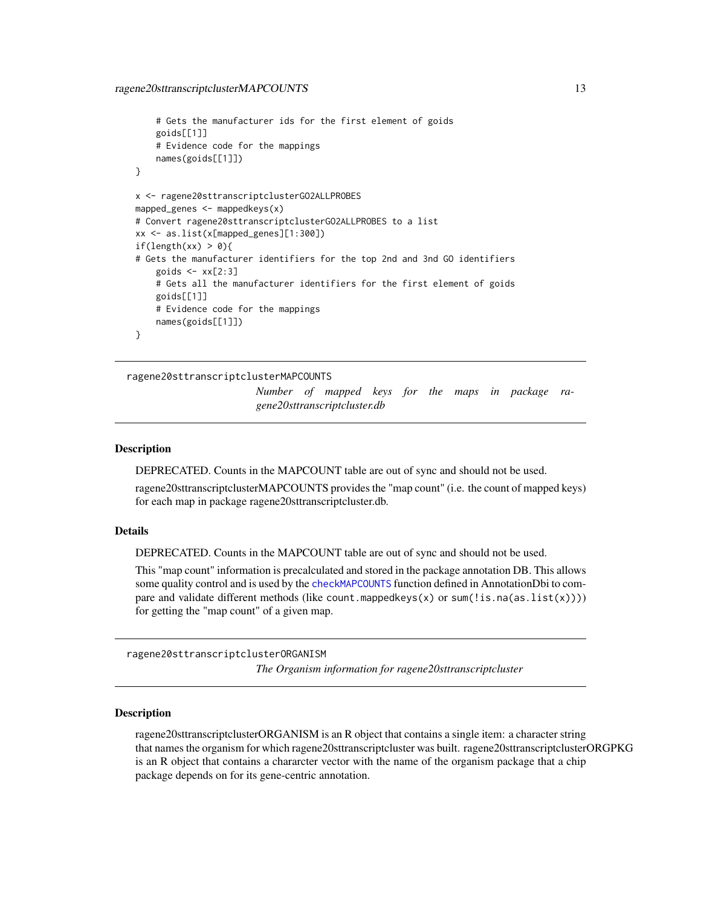```
    # Gets the manufacturer ids for the first element of goids
    goids[[1]]
    # Evidence code for the mappings
    names(goids[[1]])
}

x <- ragene20sttranscriptclusterGO2ALLPROBES
mapped_genes <- mappedkeys(x)
# Convert ragene20sttranscriptclusterGO2ALLPROBES to a list
xx <- as.list(x[mapped_genes][1:300])
if(length(xx) > 0){
# Gets the manufacturer identifiers for the top 2nd and 3nd GO identifiers
    goids <- xx[2:3]
    # Gets all the manufacturer identifiers for the first element of goids
    goids[[1]]
    # Evidence code for the mappings
    names(goids[[1]])
}
```

## ragene20sttranscriptclusterMAPCOUNTS

*Number of mapped keys for the maps in package ragene20sttranscriptcluster.db*

### Description

DEPRECATED. Counts in the MAPCOUNT table are out of sync and should not be used.

ragene20sttranscriptclusterMAPCOUNTS provides the "map count" (i.e. the count of mapped keys) for each map in package ragene20sttranscriptcluster.db.

### Details

DEPRECATED. Counts in the MAPCOUNT table are out of sync and should not be used.

This "map count" information is precalculated and stored in the package annotation DB. This allows some quality control and is used by the `checkMAPCOUNTS` function defined in AnnotationDbi to compare and validate different methods (like `count.mappedkeys(x)` or `sum(!is.na(as.list(x)))`) for getting the "map count" of a given map.

## ragene20sttranscriptclusterORGANISM

*The Organism information for ragene20sttranscriptcluster*

### Description

ragene20sttranscriptclusterORGANISM is an R object that contains a single item: a character string that names the organism for which ragene20sttranscriptcluster was built. ragene20sttranscriptclusterORGPKG is an R object that contains a chararcter vector with the name of the organism package that a chip package depends on for its gene-centric annotation.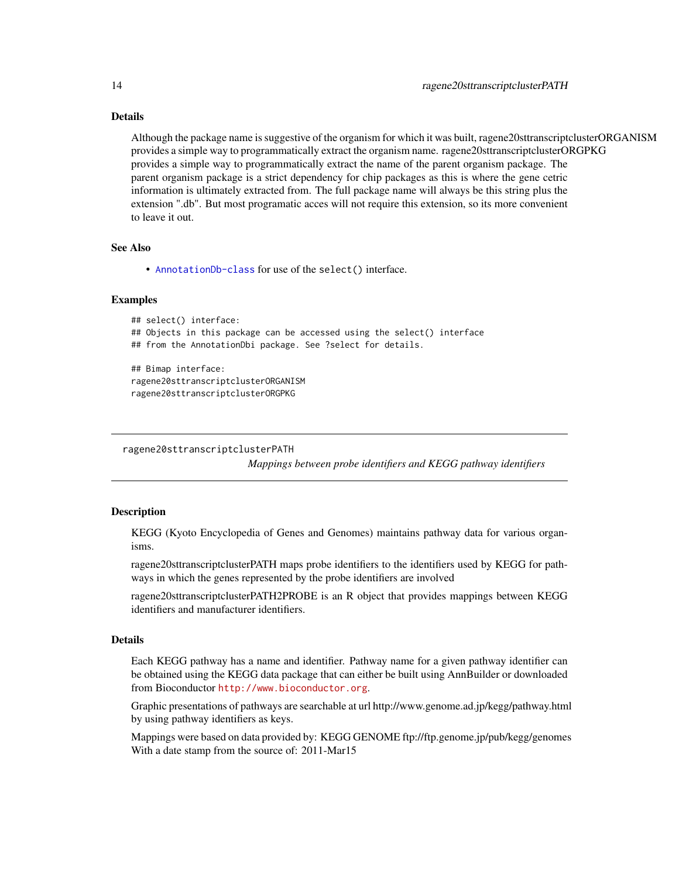### Details

Although the package name is suggestive of the organism for which it was built, ragene20sttranscriptclusterORGANISM provides a simple way to programmatically extract the organism name. ragene20sttranscriptclusterORGPKG provides a simple way to programmatically extract the name of the parent organism package. The parent organism package is a strict dependency for chip packages as this is where the gene cetric information is ultimately extracted from. The full package name will always be this string plus the extension ".db". But most programatic acces will not require this extension, so its more convenient to leave it out.

### See Also

- AnnotationDb-class for use of the select() interface.

### Examples

```
## select() interface:
## Objects in this package can be accessed using the select() interface
## from the AnnotationDbi package. See ?select for details.

## Bimap interface:
ragene20sttranscriptclusterORGANISM
ragene20sttranscriptclusterORGPKG
```

---

## ragene20sttranscriptclusterPATH

*Mappings between probe identifiers and KEGG pathway identifiers*

### Description

KEGG (Kyoto Encyclopedia of Genes and Genomes) maintains pathway data for various organisms.

ragene20sttranscriptclusterPATH maps probe identifiers to the identifiers used by KEGG for pathways in which the genes represented by the probe identifiers are involved

ragene20sttranscriptclusterPATH2PROBE is an R object that provides mappings between KEGG identifiers and manufacturer identifiers.

### Details

Each KEGG pathway has a name and identifier. Pathway name for a given pathway identifier can be obtained using the KEGG data package that can either be built using AnnBuilder or downloaded from Bioconductor http://www.bioconductor.org.

Graphic presentations of pathways are searchable at url http://www.genome.ad.jp/kegg/pathway.html by using pathway identifiers as keys.

Mappings were based on data provided by: KEGG GENOME ftp://ftp.genome.jp/pub/kegg/genomes With a date stamp from the source of: 2011-Mar15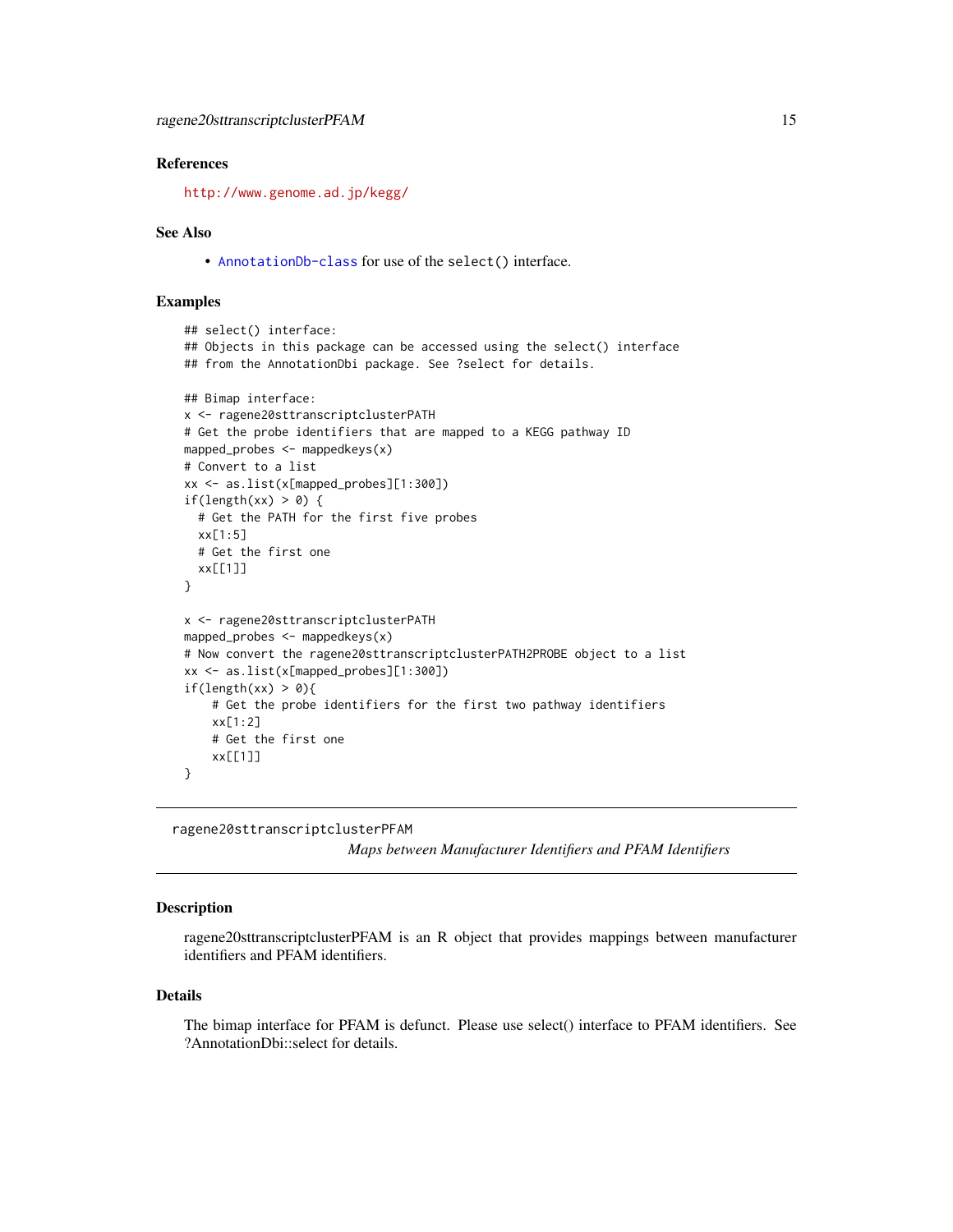### References

http://www.genome.ad.jp/kegg/

### See Also

- AnnotationDb-class for use of the select() interface.

### Examples

```
## select() interface:
## Objects in this package can be accessed using the select() interface
## from the AnnotationDbi package. See ?select for details.

## Bimap interface:
x <- ragene20sttranscriptclusterPATH
# Get the probe identifiers that are mapped to a KEGG pathway ID
mapped_probes <- mappedkeys(x)
# Convert to a list
xx <- as.list(x[mapped_probes][1:300])
if(length(xx) > 0) {
  # Get the PATH for the first five probes
  xx[1:5]
  # Get the first one
  xx[[1]]
}

x <- ragene20sttranscriptclusterPATH
mapped_probes <- mappedkeys(x)
# Now convert the ragene20sttranscriptclusterPATH2PROBE object to a list
xx <- as.list(x[mapped_probes][1:300])
if(length(xx) > 0){
    # Get the probe identifiers for the first two pathway identifiers
    xx[1:2]
    # Get the first one
    xx[[1]]
}
```

---

## ragene20sttranscriptclusterPFAM

*Maps between Manufacturer Identifiers and PFAM Identifiers*

### Description

ragene20sttranscriptclusterPFAM is an R object that provides mappings between manufacturer identifiers and PFAM identifiers.

### Details

The bimap interface for PFAM is defunct. Please use select() interface to PFAM identifiers. See ?AnnotationDbi::select for details.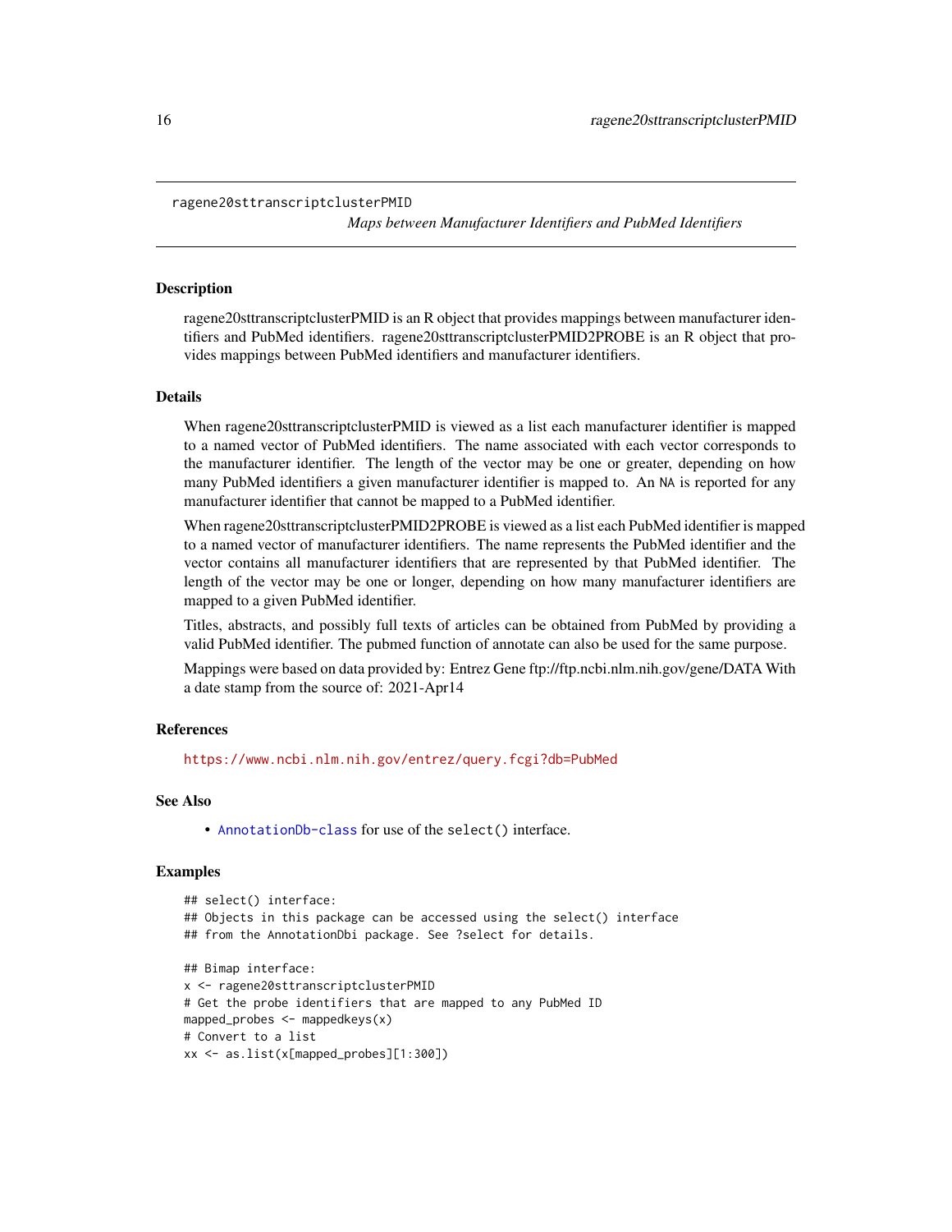ragene20sttranscriptclusterPMID

*Maps between Manufacturer Identifiers and PubMed Identifiers*

## Description

ragene20sttranscriptclusterPMID is an R object that provides mappings between manufacturer identifiers and PubMed identifiers. ragene20sttranscriptclusterPMID2PROBE is an R object that provides mappings between PubMed identifiers and manufacturer identifiers.

## Details

When ragene20sttranscriptclusterPMID is viewed as a list each manufacturer identifier is mapped to a named vector of PubMed identifiers. The name associated with each vector corresponds to the manufacturer identifier. The length of the vector may be one or greater, depending on how many PubMed identifiers a given manufacturer identifier is mapped to. An NA is reported for any manufacturer identifier that cannot be mapped to a PubMed identifier.

When ragene20sttranscriptclusterPMID2PROBE is viewed as a list each PubMed identifier is mapped to a named vector of manufacturer identifiers. The name represents the PubMed identifier and the vector contains all manufacturer identifiers that are represented by that PubMed identifier. The length of the vector may be one or longer, depending on how many manufacturer identifiers are mapped to a given PubMed identifier.

Titles, abstracts, and possibly full texts of articles can be obtained from PubMed by providing a valid PubMed identifier. The pubmed function of annotate can also be used for the same purpose.

Mappings were based on data provided by: Entrez Gene ftp://ftp.ncbi.nlm.nih.gov/gene/DATA With a date stamp from the source of: 2021-Apr14

## References

https://www.ncbi.nlm.nih.gov/entrez/query.fcgi?db=PubMed

## See Also

- AnnotationDb-class for use of the select() interface.

## Examples

```
## select() interface:
## Objects in this package can be accessed using the select() interface
## from the AnnotationDbi package. See ?select for details.

## Bimap interface:
x <- ragene20sttranscriptclusterPMID
# Get the probe identifiers that are mapped to any PubMed ID
mapped_probes <- mappedkeys(x)
# Convert to a list
xx <- as.list(x[mapped_probes][1:300])
```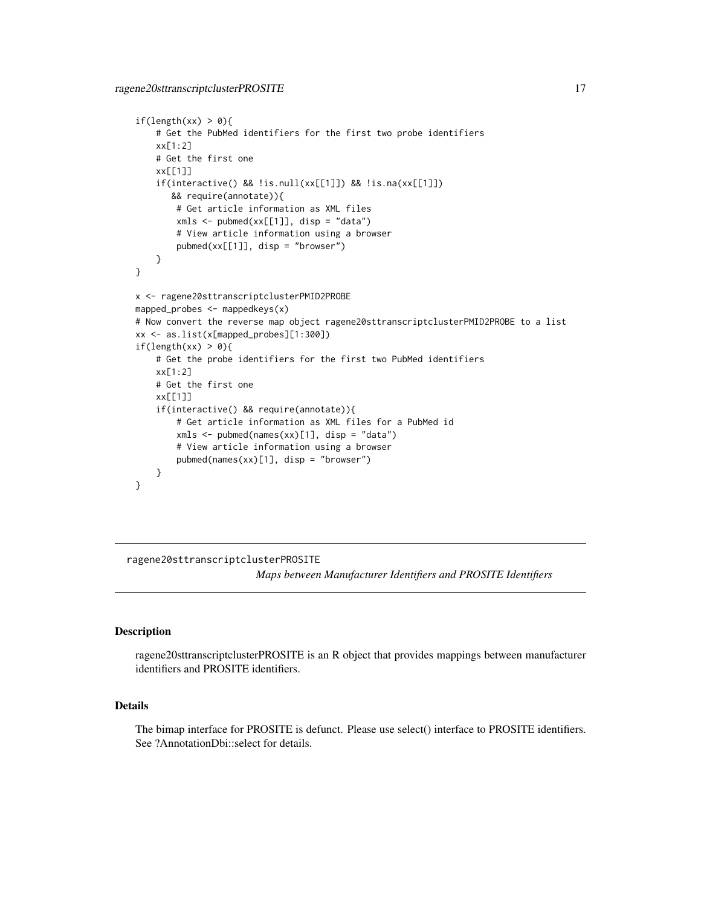```
if(length(xx) > 0){
    # Get the PubMed identifiers for the first two probe identifiers
    xx[1:2]
    # Get the first one
    xx[[1]]
    if(interactive() && !is.null(xx[[1]]) && !is.na(xx[[1]])
       && require(annotate)){
        # Get article information as XML files
        xmls <- pubmed(xx[[1]], disp = "data")
        # View article information using a browser
        pubmed(xx[[1]], disp = "browser")
    }
}

x <- ragene20sttranscriptclusterPMID2PROBE
mapped_probes <- mappedkeys(x)
# Now convert the reverse map object ragene20sttranscriptclusterPMID2PROBE to a list
xx <- as.list(x[mapped_probes][1:300])
if(length(xx) > 0){
    # Get the probe identifiers for the first two PubMed identifiers
    xx[1:2]
    # Get the first one
    xx[[1]]
    if(interactive() && require(annotate)){
        # Get article information as XML files for a PubMed id
        xmls <- pubmed(names(xx)[1], disp = "data")
        # View article information using a browser
        pubmed(names(xx)[1], disp = "browser")
    }
}
```

---

ragene20sttranscriptclusterPROSITE    *Maps between Manufacturer Identifiers and PROSITE Identifiers*

---

## Description

ragene20sttranscriptclusterPROSITE is an R object that provides mappings between manufacturer identifiers and PROSITE identifiers.

## Details

The bimap interface for PROSITE is defunct. Please use select() interface to PROSITE identifiers. See ?AnnotationDbi::select for details.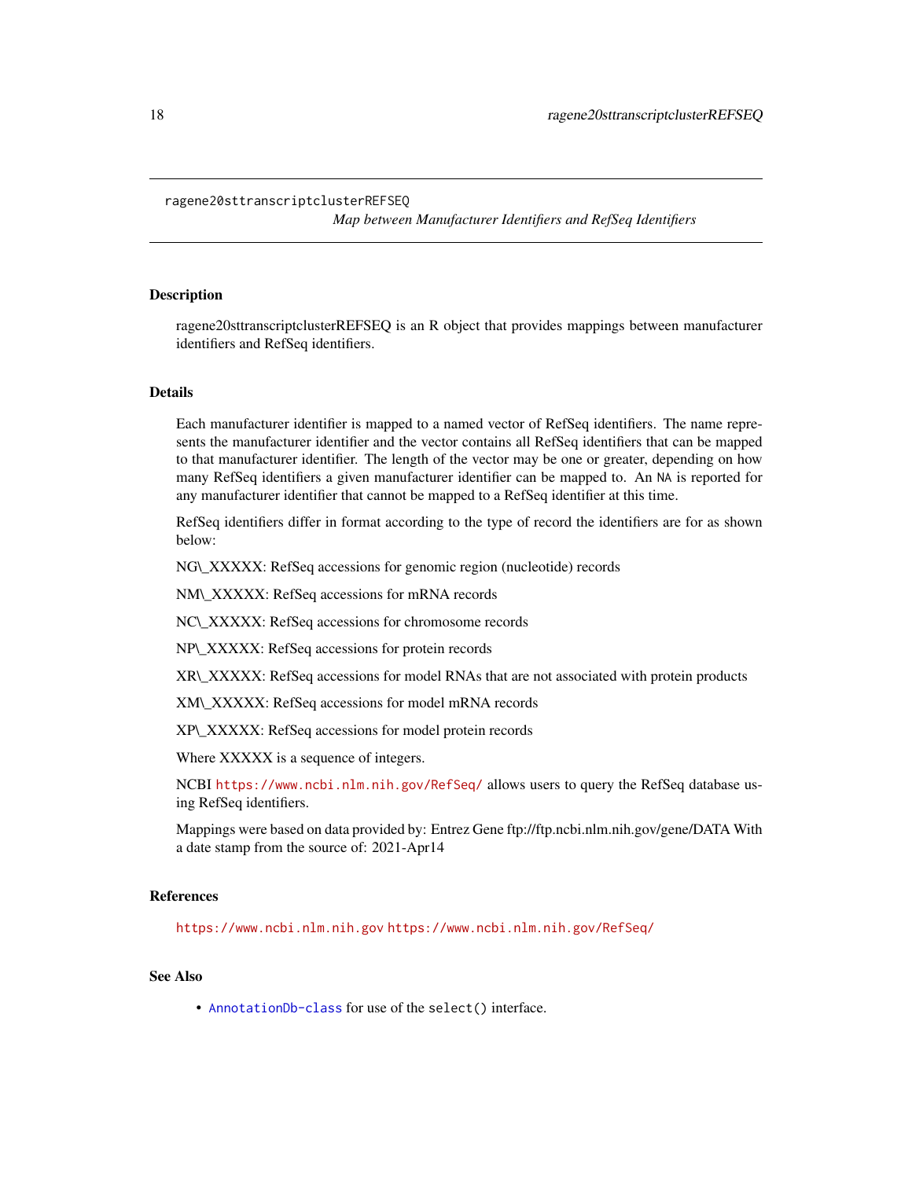# ragene20sttranscriptclusterREFSEQ

*Map between Manufacturer Identifiers and RefSeq Identifiers*

## Description

ragene20sttranscriptclusterREFSEQ is an R object that provides mappings between manufacturer identifiers and RefSeq identifiers.

## Details

Each manufacturer identifier is mapped to a named vector of RefSeq identifiers. The name represents the manufacturer identifier and the vector contains all RefSeq identifiers that can be mapped to that manufacturer identifier. The length of the vector may be one or greater, depending on how many RefSeq identifiers a given manufacturer identifier can be mapped to. An NA is reported for any manufacturer identifier that cannot be mapped to a RefSeq identifier at this time.

RefSeq identifiers differ in format according to the type of record the identifiers are for as shown below:

NG\_XXXXX: RefSeq accessions for genomic region (nucleotide) records

NM\_XXXXX: RefSeq accessions for mRNA records

NC\_XXXXX: RefSeq accessions for chromosome records

NP\_XXXXX: RefSeq accessions for protein records

XR\_XXXXX: RefSeq accessions for model RNAs that are not associated with protein products

XM\_XXXXX: RefSeq accessions for model mRNA records

XP\_XXXXX: RefSeq accessions for model protein records

Where XXXXX is a sequence of integers.

NCBI https://www.ncbi.nlm.nih.gov/RefSeq/ allows users to query the RefSeq database using RefSeq identifiers.

Mappings were based on data provided by: Entrez Gene ftp://ftp.ncbi.nlm.nih.gov/gene/DATA With a date stamp from the source of: 2021-Apr14

## References

https://www.ncbi.nlm.nih.gov https://www.ncbi.nlm.nih.gov/RefSeq/

## See Also

- AnnotationDb-class for use of the `select()` interface.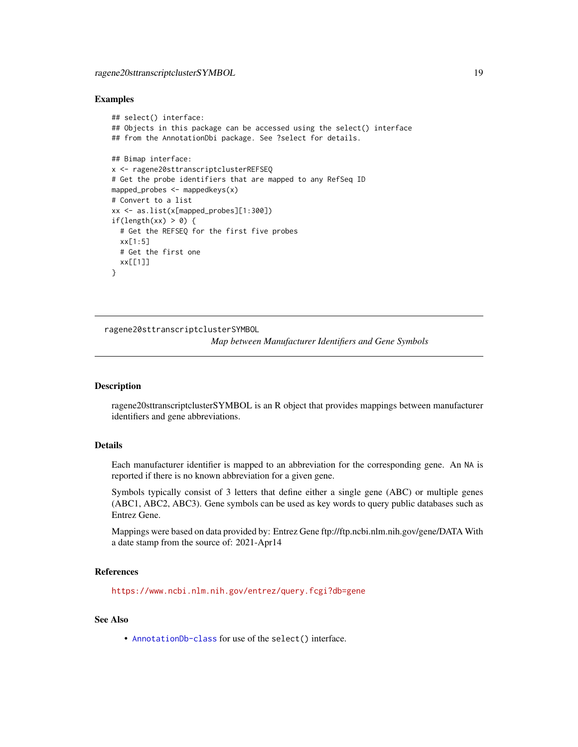## Examples

```
## select() interface:
## Objects in this package can be accessed using the select() interface
## from the AnnotationDbi package. See ?select for details.

## Bimap interface:
x <- ragene20sttranscriptclusterREFSEQ
# Get the probe identifiers that are mapped to any RefSeq ID
mapped_probes <- mappedkeys(x)
# Convert to a list
xx <- as.list(x[mapped_probes][1:300])
if(length(xx) > 0) {
  # Get the REFSEQ for the first five probes
  xx[1:5]
  # Get the first one
  xx[[1]]
}
```

---

ragene20sttranscriptclusterSYMBOL    *Map between Manufacturer Identifiers and Gene Symbols*

---

## Description

ragene20sttranscriptclusterSYMBOL is an R object that provides mappings between manufacturer identifiers and gene abbreviations.

## Details

Each manufacturer identifier is mapped to an abbreviation for the corresponding gene. An `NA` is reported if there is no known abbreviation for a given gene.

Symbols typically consist of 3 letters that define either a single gene (ABC) or multiple genes (ABC1, ABC2, ABC3). Gene symbols can be used as key words to query public databases such as Entrez Gene.

Mappings were based on data provided by: Entrez Gene ftp://ftp.ncbi.nlm.nih.gov/gene/DATA With a date stamp from the source of: 2021-Apr14

## References

https://www.ncbi.nlm.nih.gov/entrez/query.fcgi?db=gene

## See Also

- AnnotationDb-class for use of the `select()` interface.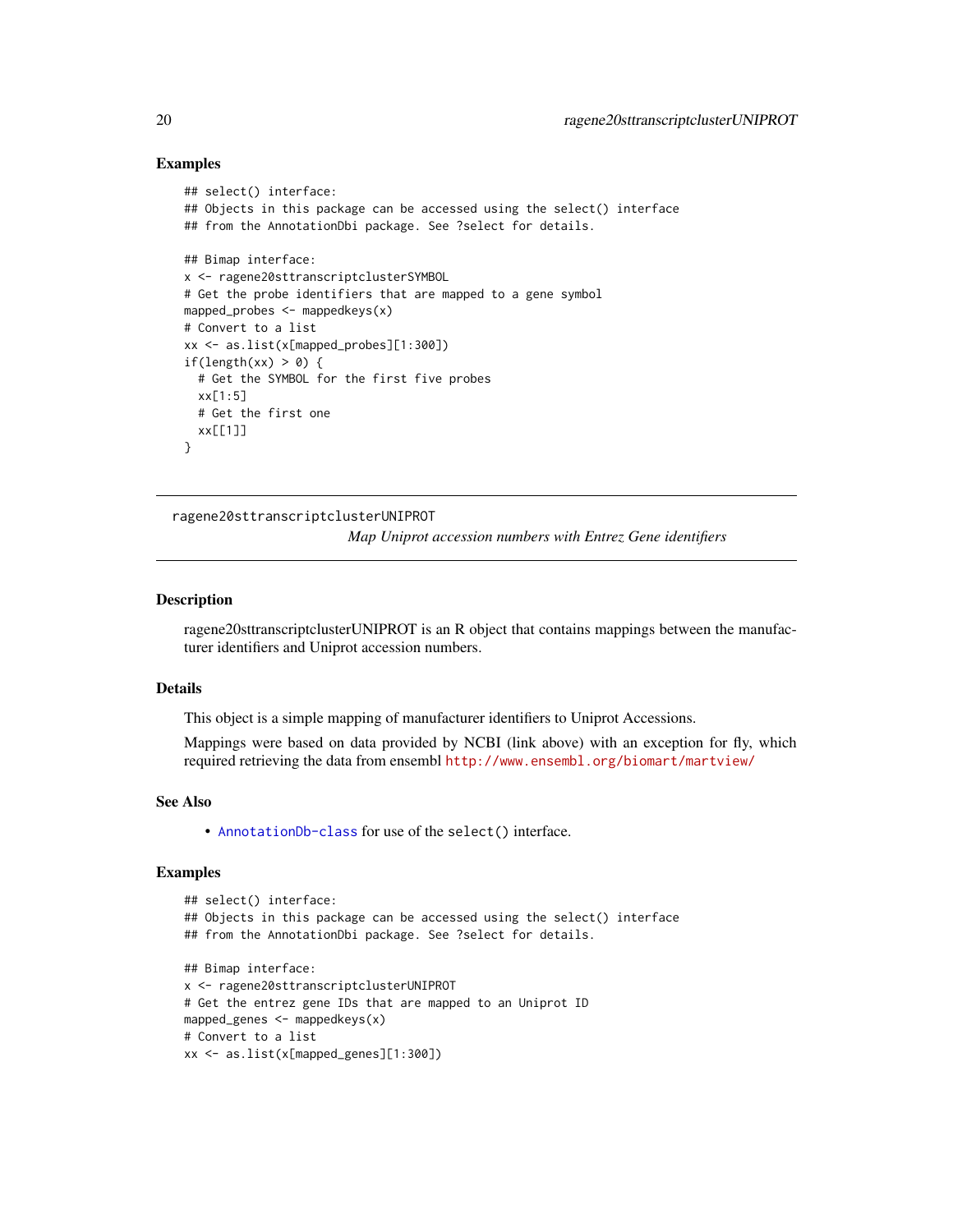### Examples

```
## select() interface:
## Objects in this package can be accessed using the select() interface
## from the AnnotationDbi package. See ?select for details.

## Bimap interface:
x <- ragene20sttranscriptclusterSYMBOL
# Get the probe identifiers that are mapped to a gene symbol
mapped_probes <- mappedkeys(x)
# Convert to a list
xx <- as.list(x[mapped_probes][1:300])
if(length(xx) > 0) {
  # Get the SYMBOL for the first five probes
  xx[1:5]
  # Get the first one
  xx[[1]]
}
```

---

## ragene20sttranscriptclusterUNIPROT

*Map Uniprot accession numbers with Entrez Gene identifiers*

---

### Description

ragene20sttranscriptclusterUNIPROT is an R object that contains mappings between the manufacturer identifiers and Uniprot accession numbers.

### Details

This object is a simple mapping of manufacturer identifiers to Uniprot Accessions.

Mappings were based on data provided by NCBI (link above) with an exception for fly, which required retrieving the data from ensembl http://www.ensembl.org/biomart/martview/

### See Also

- AnnotationDb-class for use of the select() interface.

### Examples

```
## select() interface:
## Objects in this package can be accessed using the select() interface
## from the AnnotationDbi package. See ?select for details.

## Bimap interface:
x <- ragene20sttranscriptclusterUNIPROT
# Get the entrez gene IDs that are mapped to an Uniprot ID
mapped_genes <- mappedkeys(x)
# Convert to a list
xx <- as.list(x[mapped_genes][1:300])
```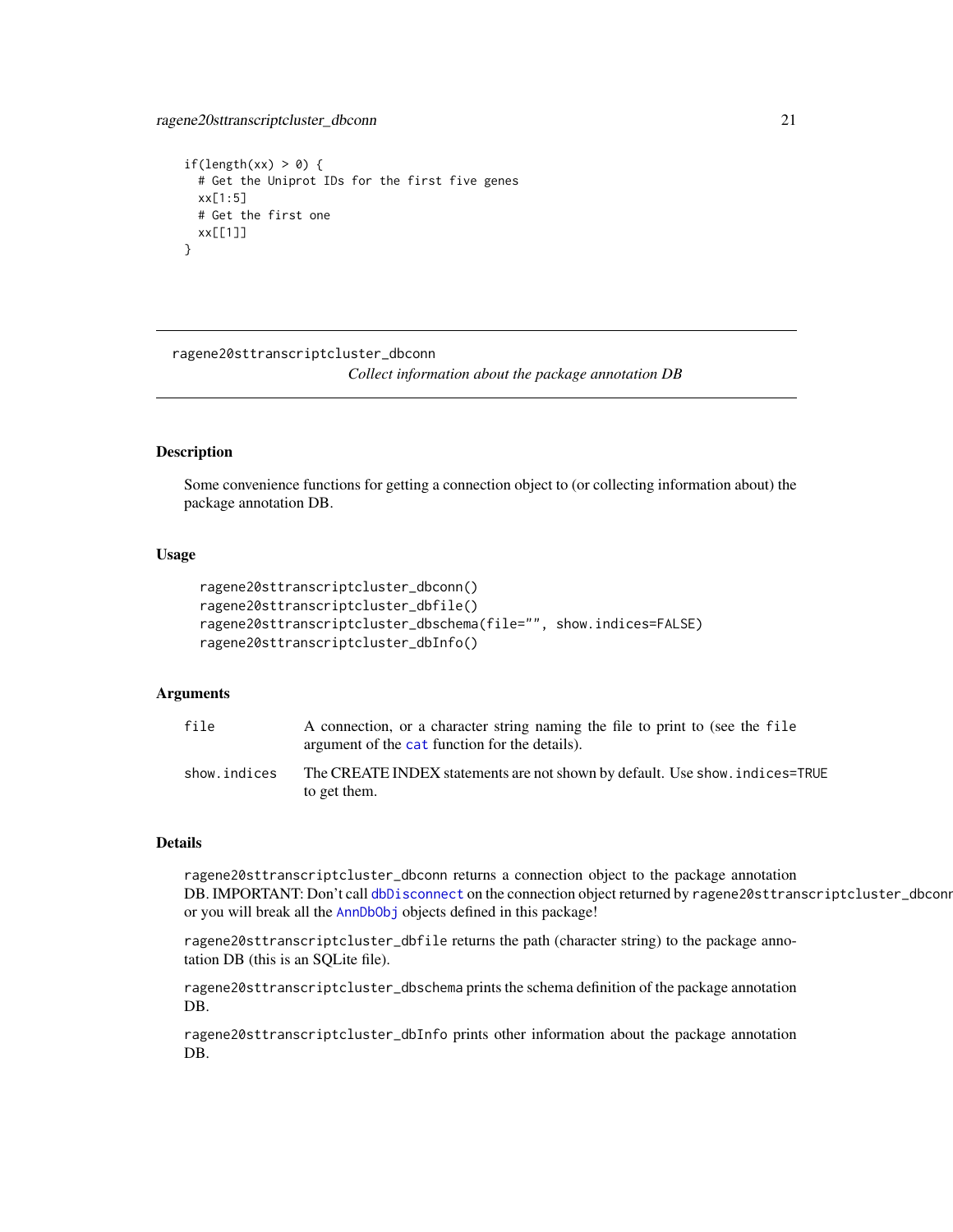```
if(length(xx) > 0) {
  # Get the Uniprot IDs for the first five genes
  xx[1:5]
  # Get the first one
  xx[[1]]
}
```

---

## ragene20sttranscriptcluster_dbconn

*Collect information about the package annotation DB*

---

### Description

Some convenience functions for getting a connection object to (or collecting information about) the package annotation DB.

### Usage

```
ragene20sttranscriptcluster_dbconn()
ragene20sttranscriptcluster_dbfile()
ragene20sttranscriptcluster_dbschema(file="", show.indices=FALSE)
ragene20sttranscriptcluster_dbInfo()
```

### Arguments

| | |
|---|---|
| file | A connection, or a character string naming the file to print to (see the file argument of the cat function for the details). |
| show.indices | The CREATE INDEX statements are not shown by default. Use show.indices=TRUE to get them. |

### Details

ragene20sttranscriptcluster_dbconn returns a connection object to the package annotation DB. IMPORTANT: Don't call dbDisconnect on the connection object returned by ragene20sttranscriptcluster_dbconn or you will break all the AnnDbObj objects defined in this package!

ragene20sttranscriptcluster_dbfile returns the path (character string) to the package annotation DB (this is an SQLite file).

ragene20sttranscriptcluster_dbschema prints the schema definition of the package annotation DB.

ragene20sttranscriptcluster_dbInfo prints other information about the package annotation DB.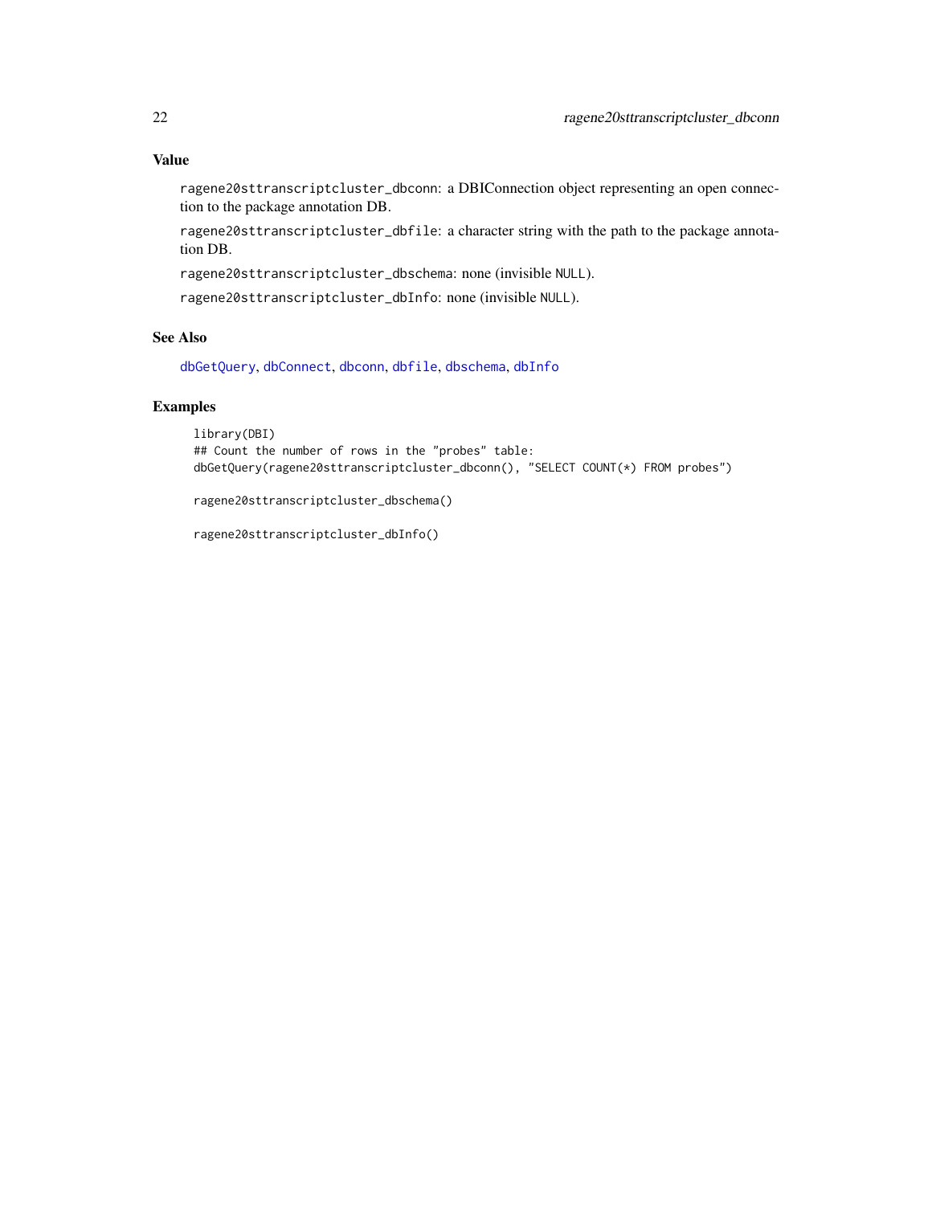## Value

`ragene20sttranscriptcluster_dbconn`: a DBIConnection object representing an open connection to the package annotation DB.

`ragene20sttranscriptcluster_dbfile`: a character string with the path to the package annotation DB.

`ragene20sttranscriptcluster_dbschema`: none (invisible `NULL`).

`ragene20sttranscriptcluster_dbInfo`: none (invisible `NULL`).

## See Also

`dbGetQuery`, `dbConnect`, `dbconn`, `dbfile`, `dbschema`, `dbInfo`

## Examples

```
library(DBI)
## Count the number of rows in the "probes" table:
dbGetQuery(ragene20sttranscriptcluster_dbconn(), "SELECT COUNT(*) FROM probes")

ragene20sttranscriptcluster_dbschema()

ragene20sttranscriptcluster_dbInfo()
```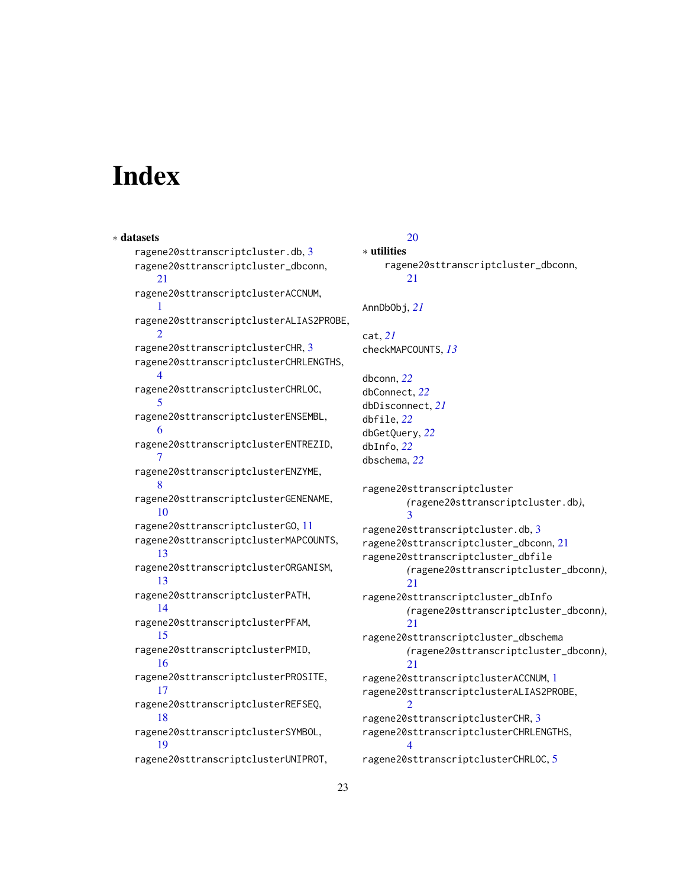# Index

∗ **datasets**

ragene20sttranscriptcluster.db, 3
ragene20sttranscriptcluster_dbconn, 21
ragene20sttranscriptclusterACCNUM, 1
ragene20sttranscriptclusterALIAS2PROBE, 2
ragene20sttranscriptclusterCHR, 3
ragene20sttranscriptclusterCHRLENGTHS, 4
ragene20sttranscriptclusterCHRLOC, 5
ragene20sttranscriptclusterENSEMBL, 6
ragene20sttranscriptclusterENTREZID, 7
ragene20sttranscriptclusterENZYME, 8
ragene20sttranscriptclusterGENENAME, 10
ragene20sttranscriptclusterGO, 11
ragene20sttranscriptclusterMAPCOUNTS, 13
ragene20sttranscriptclusterORGANISM, 13
ragene20sttranscriptclusterPATH, 14
ragene20sttranscriptclusterPFAM, 15
ragene20sttranscriptclusterPMID, 16
ragene20sttranscriptclusterPROSITE, 17
ragene20sttranscriptclusterREFSEQ, 18
ragene20sttranscriptclusterSYMBOL, 19
ragene20sttranscriptclusterUNIPROT, 20

∗ **utilities**

ragene20sttranscriptcluster_dbconn, 21

AnnDbObj, *21*

cat, *21*
checkMAPCOUNTS, *13*

dbconn, *22*
dbConnect, *22*
dbDisconnect, *21*
dbfile, *22*
dbGetQuery, *22*
dbInfo, *22*
dbschema, *22*

ragene20sttranscriptcluster *(ragene20sttranscriptcluster.db)*, 3
ragene20sttranscriptcluster.db, 3
ragene20sttranscriptcluster_dbconn, 21
ragene20sttranscriptcluster_dbfile *(ragene20sttranscriptcluster_dbconn)*, 21
ragene20sttranscriptcluster_dbInfo *(ragene20sttranscriptcluster_dbconn)*, 21
ragene20sttranscriptcluster_dbschema *(ragene20sttranscriptcluster_dbconn)*, 21
ragene20sttranscriptclusterACCNUM, 1
ragene20sttranscriptclusterALIAS2PROBE, 2
ragene20sttranscriptclusterCHR, 3
ragene20sttranscriptclusterCHRLENGTHS, 4
ragene20sttranscriptclusterCHRLOC, 5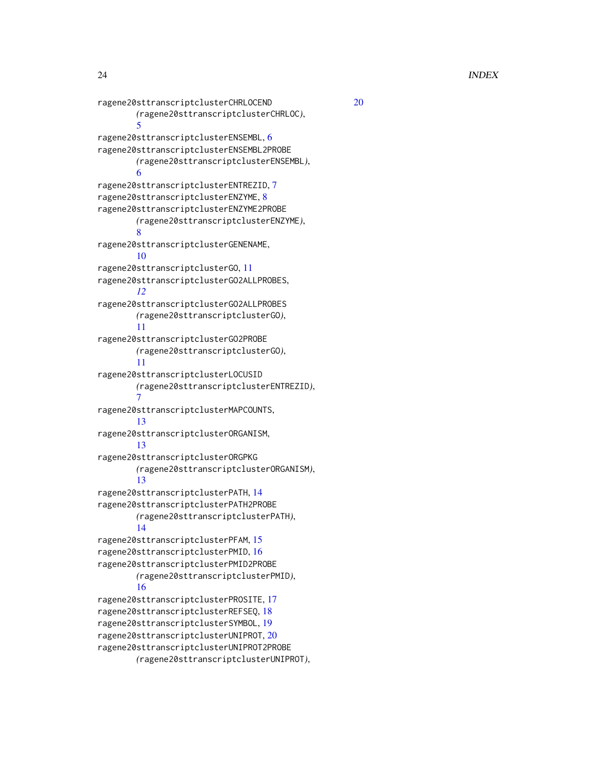ragene20sttranscriptclusterCHRLOCEND (ragene20sttranscriptclusterCHRLOC), 5
ragene20sttranscriptclusterENSEMBL, 6
ragene20sttranscriptclusterENSEMBL2PROBE (ragene20sttranscriptclusterENSEMBL), 6
ragene20sttranscriptclusterENTREZID, 7
ragene20sttranscriptclusterENZYME, 8
ragene20sttranscriptclusterENZYME2PROBE (ragene20sttranscriptclusterENZYME), 8
ragene20sttranscriptclusterGENENAME, 10
ragene20sttranscriptclusterGO, 11
ragene20sttranscriptclusterGO2ALLPROBES, *12*
ragene20sttranscriptclusterGO2ALLPROBES (ragene20sttranscriptclusterGO), 11
ragene20sttranscriptclusterGO2PROBE (ragene20sttranscriptclusterGO), 11
ragene20sttranscriptclusterLOCUSID (ragene20sttranscriptclusterENTREZID), 7
ragene20sttranscriptclusterMAPCOUNTS, 13
ragene20sttranscriptclusterORGANISM, 13
ragene20sttranscriptclusterORGPKG (ragene20sttranscriptclusterORGANISM), 13
ragene20sttranscriptclusterPATH, 14
ragene20sttranscriptclusterPATH2PROBE (ragene20sttranscriptclusterPATH), 14
ragene20sttranscriptclusterPFAM, 15
ragene20sttranscriptclusterPMID, 16
ragene20sttranscriptclusterPMID2PROBE (ragene20sttranscriptclusterPMID), 16
ragene20sttranscriptclusterPROSITE, 17
ragene20sttranscriptclusterREFSEQ, 18
ragene20sttranscriptclusterSYMBOL, 19
ragene20sttranscriptclusterUNIPROT, 20
ragene20sttranscriptclusterUNIPROT2PROBE (ragene20sttranscriptclusterUNIPROT), 20